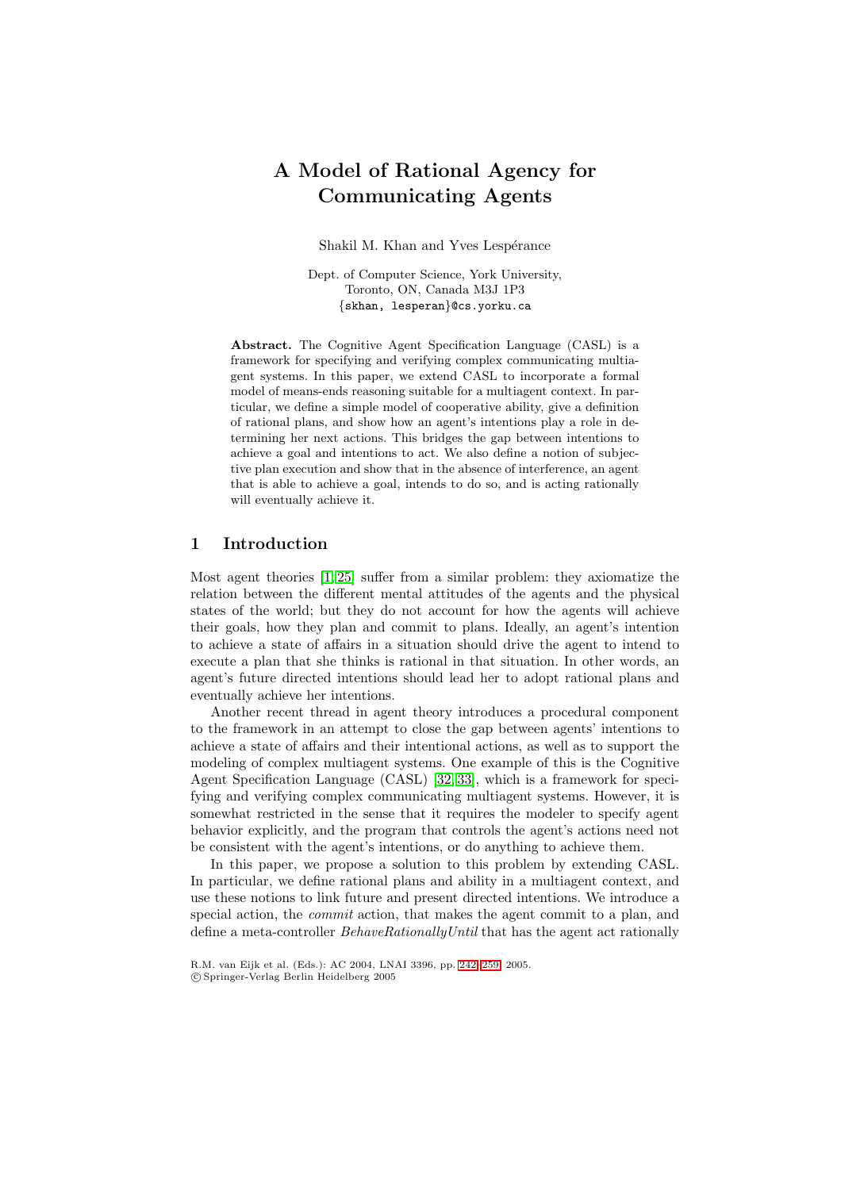# A Model of Rational Agency for Communicating Agents

Shakil M. Khan and Yves Lespérance

Dept. of Computer Science, York University,
Toronto, ON, Canada M3J 1P3
{skhan, lesperan}@cs.yorku.ca

**Abstract.** The Cognitive Agent Specification Language (CASL) is a framework for specifying and verifying complex communicating multiagent systems. In this paper, we extend CASL to incorporate a formal model of means-ends reasoning suitable for a multiagent context. In particular, we define a simple model of cooperative ability, give a definition of rational plans, and show how an agent's intentions play a role in determining her next actions. This bridges the gap between intentions to achieve a goal and intentions to act. We also define a notion of subjective plan execution and show that in the absence of interference, an agent that is able to achieve a goal, intends to do so, and is acting rationally will eventually achieve it.

## 1 Introduction

Most agent theories [1,25] suffer from a similar problem: they axiomatize the relation between the different mental attitudes of the agents and the physical states of the world; but they do not account for how the agents will achieve their goals, how they plan and commit to plans. Ideally, an agent's intention to achieve a state of affairs in a situation should drive the agent to intend to execute a plan that she thinks is rational in that situation. In other words, an agent's future directed intentions should lead her to adopt rational plans and eventually achieve her intentions.

Another recent thread in agent theory introduces a procedural component to the framework in an attempt to close the gap between agents' intentions to achieve a state of affairs and their intentional actions, as well as to support the modeling of complex multiagent systems. One example of this is the Cognitive Agent Specification Language (CASL) [32,33], which is a framework for specifying and verifying complex communicating multiagent systems. However, it is somewhat restricted in the sense that it requires the modeler to specify agent behavior explicitly, and the program that controls the agent's actions need not be consistent with the agent's intentions, or do anything to achieve them.

In this paper, we propose a solution to this problem by extending CASL. In particular, we define rational plans and ability in a multiagent context, and use these notions to link future and present directed intentions. We introduce a special action, the *commit* action, that makes the agent commit to a plan, and define a meta-controller *BehaveRationallyUntil* that has the agent act rationally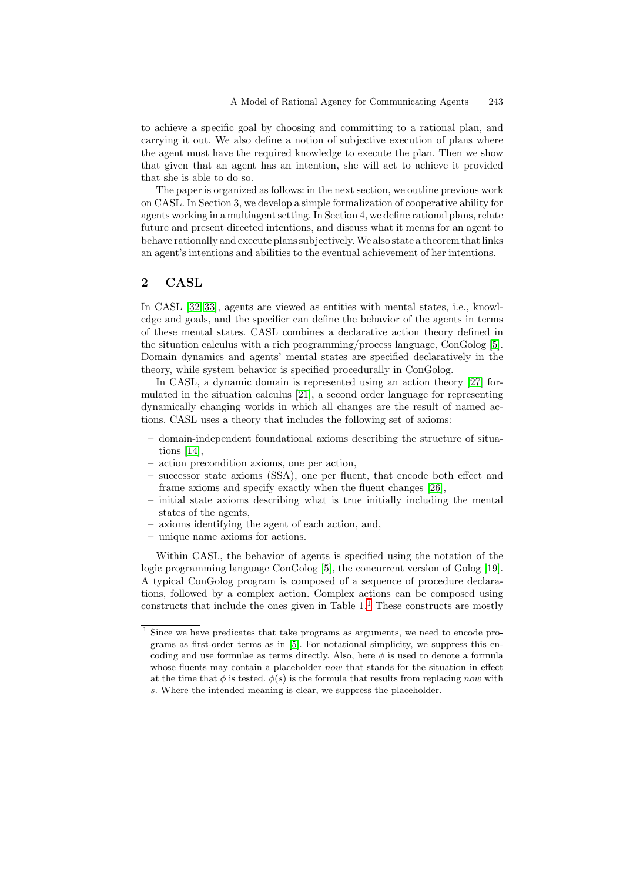to achieve a specific goal by choosing and committing to a rational plan, and carrying it out. We also define a notion of subjective execution of plans where the agent must have the required knowledge to execute the plan. Then we show that given that an agent has an intention, she will act to achieve it provided that she is able to do so.

The paper is organized as follows: in the next section, we outline previous work on CASL. In Section 3, we develop a simple formalization of cooperative ability for agents working in a multiagent setting. In Section 4, we define rational plans, relate future and present directed intentions, and discuss what it means for an agent to behave rationally and execute plans subjectively. We also state a theorem that links an agent's intentions and abilities to the eventual achievement of her intentions.

## 2 CASL

In CASL [32,33], agents are viewed as entities with mental states, i.e., knowledge and goals, and the specifier can define the behavior of the agents in terms of these mental states. CASL combines a declarative action theory defined in the situation calculus with a rich programming/process language, ConGolog [5]. Domain dynamics and agents' mental states are specified declaratively in the theory, while system behavior is specified procedurally in ConGolog.

In CASL, a dynamic domain is represented using an action theory [27] formulated in the situation calculus [21], a second order language for representing dynamically changing worlds in which all changes are the result of named actions. CASL uses a theory that includes the following set of axioms:

- domain-independent foundational axioms describing the structure of situations [14],
- action precondition axioms, one per action,
- successor state axioms (SSA), one per fluent, that encode both effect and frame axioms and specify exactly when the fluent changes [26],
- initial state axioms describing what is true initially including the mental states of the agents,
- axioms identifying the agent of each action, and,
- unique name axioms for actions.

Within CASL, the behavior of agents is specified using the notation of the logic programming language ConGolog [5], the concurrent version of Golog [19]. A typical ConGolog program is composed of a sequence of procedure declarations, followed by a complex action. Complex actions can be composed using constructs that include the ones given in Table 1.[1] These constructs are mostly

---

[1] Since we have predicates that take programs as arguments, we need to encode programs as first-order terms as in [5]. For notational simplicity, we suppress this encoding and use formulae as terms directly. Also, here $\phi$ is used to denote a formula whose fluents may contain a placeholder *now* that stands for the situation in effect at the time that $\phi$ is tested. $\phi(s)$ is the formula that results from replacing *now* with $s$. Where the intended meaning is clear, we suppress the placeholder.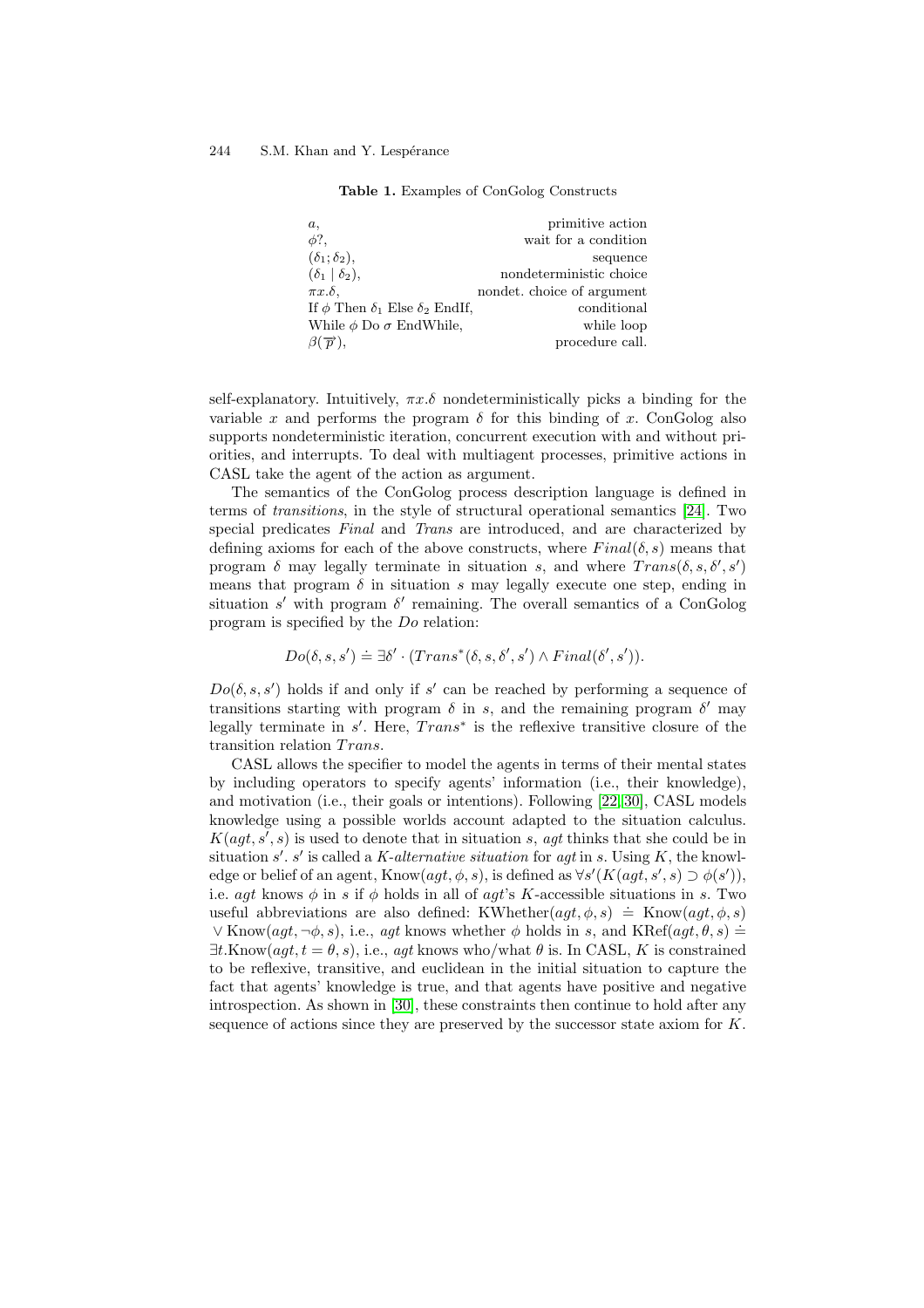**Table 1.** Examples of ConGolog Constructs

| | |
|---|---|
| $a$, | primitive action |
| $\phi?$, | wait for a condition |
| $(\delta_1; \delta_2)$, | sequence |
| $(\delta_1 \mid \delta_2)$, | nondeterministic choice |
| $\pi x.\delta$, | nondet. choice of argument |
| If $\phi$ Then $\delta_1$ Else $\delta_2$ EndIf, | conditional |
| While $\phi$ Do $\sigma$ EndWhile, | while loop |
| $\beta(\overrightarrow{p})$, | procedure call. |

self-explanatory. Intuitively, $\pi x.\delta$ nondeterministically picks a binding for the variable $x$ and performs the program $\delta$ for this binding of $x$. ConGolog also supports nondeterministic iteration, concurrent execution with and without priorities, and interrupts. To deal with multiagent processes, primitive actions in CASL take the agent of the action as argument.

The semantics of the ConGolog process description language is defined in terms of *transitions*, in the style of structural operational semantics [24]. Two special predicates *Final* and *Trans* are introduced, and are characterized by defining axioms for each of the above constructs, where $Final(\delta, s)$ means that program $\delta$ may legally terminate in situation $s$, and where $Trans(\delta, s, \delta', s')$ means that program $\delta$ in situation $s$ may legally execute one step, ending in situation $s'$ with program $\delta'$ remaining. The overall semantics of a ConGolog program is specified by the $Do$ relation:

$$Do(\delta, s, s') \doteq \exists \delta' \cdot (Trans^*(\delta, s, \delta', s') \wedge Final(\delta', s')).$$

$Do(\delta, s, s')$ holds if and only if $s'$ can be reached by performing a sequence of transitions starting with program $\delta$ in $s$, and the remaining program $\delta'$ may legally terminate in $s'$. Here, $Trans^*$ is the reflexive transitive closure of the transition relation $Trans$.

CASL allows the specifier to model the agents in terms of their mental states by including operators to specify agents' information (i.e., their knowledge), and motivation (i.e., their goals or intentions). Following [22,30], CASL models knowledge using a possible worlds account adapted to the situation calculus. $K(agt, s', s)$ is used to denote that in situation $s$, *agt* thinks that she could be in situation $s'$. $s'$ is called a *K-alternative situation* for *agt* in $s$. Using $K$, the knowledge or belief of an agent, $\text{Know}(agt, \phi, s)$, is defined as $\forall s'(K(agt, s', s) \supset \phi(s'))$, i.e. *agt* knows $\phi$ in $s$ if $\phi$ holds in all of *agt*'s $K$-accessible situations in $s$. Two useful abbreviations are also defined: $\text{KWhether}(agt, \phi, s) \doteq \text{Know}(agt, \phi, s) \vee \text{Know}(agt, \neg\phi, s)$, i.e., *agt* knows whether $\phi$ holds in $s$, and $\text{KRef}(agt, \theta, s) \doteq \exists t.\text{Know}(agt, t = \theta, s)$, i.e., *agt* knows who/what $\theta$ is. In CASL, $K$ is constrained to be reflexive, transitive, and euclidean in the initial situation to capture the fact that agents' knowledge is true, and that agents have positive and negative introspection. As shown in [30], these constraints then continue to hold after any sequence of actions since they are preserved by the successor state axiom for $K$.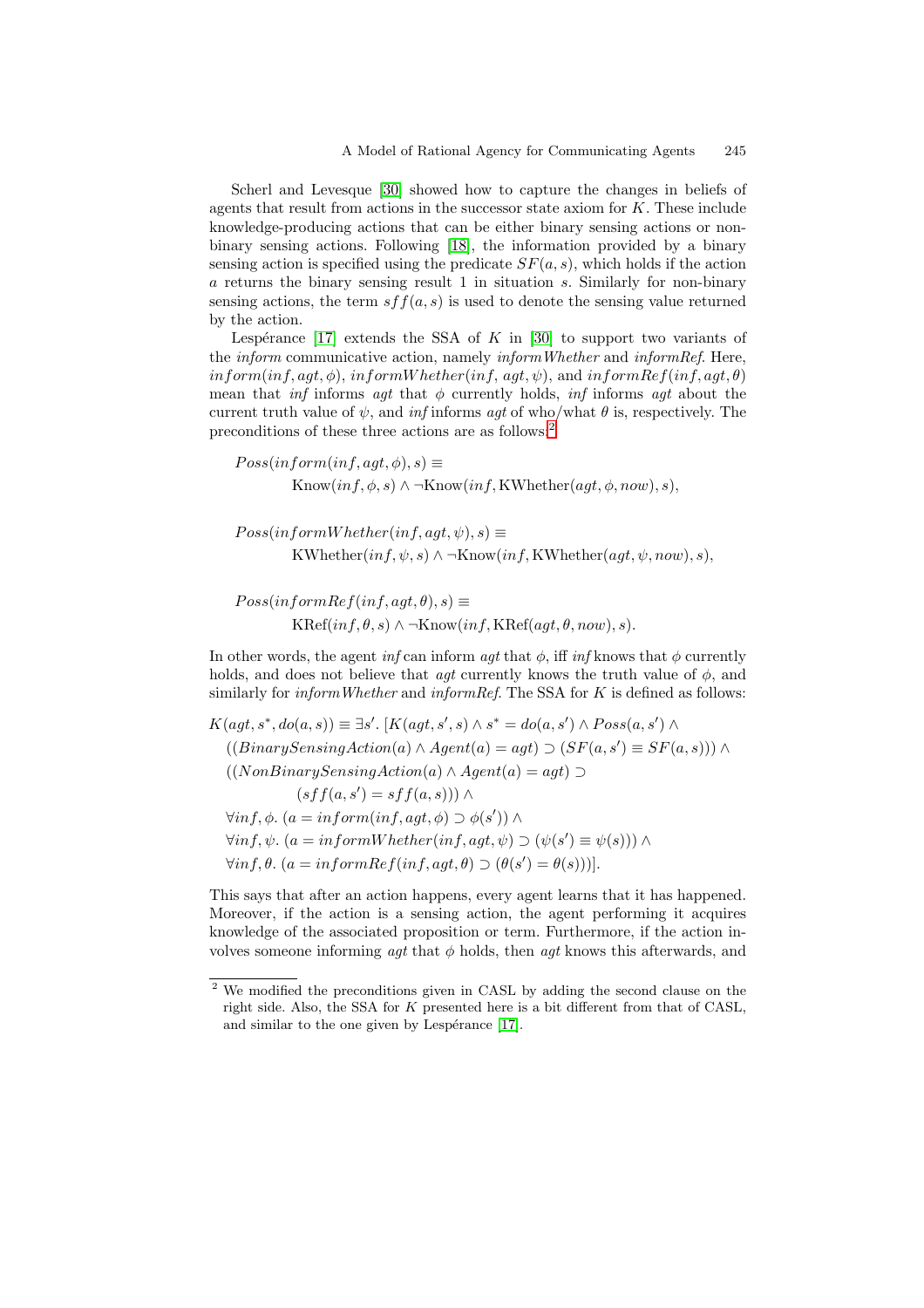Scherl and Levesque [30] showed how to capture the changes in beliefs of agents that result from actions in the successor state axiom for $K$. These include knowledge-producing actions that can be either binary sensing actions or non-binary sensing actions. Following [18], the information provided by a binary sensing action is specified using the predicate $SF(a, s)$, which holds if the action $a$ returns the binary sensing result 1 in situation $s$. Similarly for non-binary sensing actions, the term $sff(a, s)$ is used to denote the sensing value returned by the action.

Lespérance [17] extends the SSA of $K$ in [30] to support two variants of the *inform* communicative action, namely *informWhether* and *informRef*. Here, $inform(inf, agt, \phi)$, $informWhether(inf, agt, \psi)$, and $informRef(inf, agt, \theta)$ mean that *inf* informs *agt* that $\phi$ currently holds, *inf* informs *agt* about the current truth value of $\psi$, and *inf* informs *agt* of who/what $\theta$ is, respectively. The preconditions of these three actions are as follows:[2]

$$
\begin{aligned}
&Poss(inform(inf, agt, \phi), s) \equiv \\
&\qquad \mathrm{Know}(inf, \phi, s) \wedge \neg\mathrm{Know}(inf, \mathrm{KWhether}(agt, \phi, now), s),
\end{aligned}
$$

$$
\begin{aligned}
&Poss(informWhether(inf, agt, \psi), s) \equiv \\
&\qquad \mathrm{KWhether}(inf, \psi, s) \wedge \neg\mathrm{Know}(inf, \mathrm{KWhether}(agt, \psi, now), s),
\end{aligned}
$$

$$
\begin{aligned}
&Poss(informRef(inf, agt, \theta), s) \equiv \\
&\qquad \mathrm{KRef}(inf, \theta, s) \wedge \neg\mathrm{Know}(inf, \mathrm{KRef}(agt, \theta, now), s).
\end{aligned}
$$

In other words, the agent *inf* can inform *agt* that $\phi$, iff *inf* knows that $\phi$ currently holds, and does not believe that *agt* currently knows the truth value of $\phi$, and similarly for *informWhether* and *informRef*. The SSA for $K$ is defined as follows:

$$
\begin{aligned}
&K(agt, s^*, do(a, s)) \equiv \exists s'.\ [K(agt, s', s) \wedge s^* = do(a, s') \wedge Poss(a, s') \wedge \\
&\quad ((BinarySensingAction(a) \wedge Agent(a) = agt) \supset (SF(a, s') \equiv SF(a, s))) \wedge \\
&\quad ((NonBinarySensingAction(a) \wedge Agent(a) = agt) \supset \\
&\qquad\qquad (sff(a, s') = sff(a, s))) \wedge \\
&\quad \forall inf, \phi.\ (a = inform(inf, agt, \phi) \supset \phi(s')) \wedge \\
&\quad \forall inf, \psi.\ (a = informWhether(inf, agt, \psi) \supset (\psi(s') \equiv \psi(s))) \wedge \\
&\quad \forall inf, \theta.\ (a = informRef(inf, agt, \theta) \supset (\theta(s') = \theta(s)))].
\end{aligned}
$$

This says that after an action happens, every agent learns that it has happened. Moreover, if the action is a sensing action, the agent performing it acquires knowledge of the associated proposition or term. Furthermore, if the action involves someone informing *agt* that $\phi$ holds, then *agt* knows this afterwards, and

[2] We modified the preconditions given in CASL by adding the second clause on the right side. Also, the SSA for $K$ presented here is a bit different from that of CASL, and similar to the one given by Lespérance [17].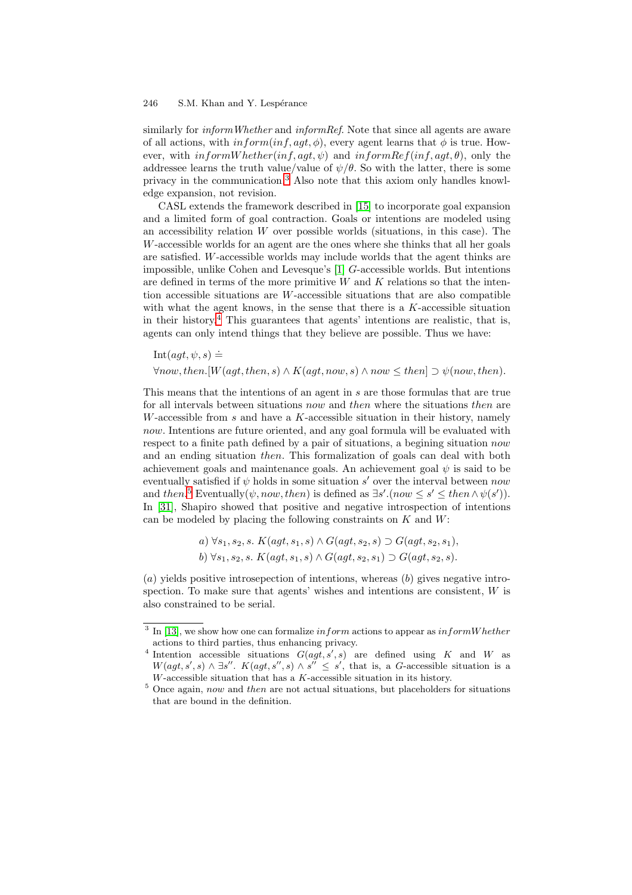similarly for *informWhether* and *informRef*. Note that since all agents are aware of all actions, with $inform(inf, agt, \phi)$, every agent learns that $\phi$ is true. However, with $informWhether(inf, agt, \psi)$ and $informRef(inf, agt, \theta)$, only the addressee learns the truth value/value of $\psi/\theta$. So with the latter, there is some privacy in the communication.[3] Also note that this axiom only handles knowledge expansion, not revision.

CASL extends the framework described in [15] to incorporate goal expansion and a limited form of goal contraction. Goals or intentions are modeled using an accessibility relation $W$ over possible worlds (situations, in this case). The $W$-accessible worlds for an agent are the ones where she thinks that all her goals are satisfied. $W$-accessible worlds may include worlds that the agent thinks are impossible, unlike Cohen and Levesque's [1] $G$-accessible worlds. But intentions are defined in terms of the more primitive $W$ and $K$ relations so that the intention accessible situations are $W$-accessible situations that are also compatible with what the agent knows, in the sense that there is a $K$-accessible situation in their history.[4] This guarantees that agents' intentions are realistic, that is, agents can only intend things that they believe are possible. Thus we have:

$$\begin{aligned}&\mathrm{Int}(agt, \psi, s) \doteq \\ &\forall now, then.[W(agt, then, s) \wedge K(agt, now, s) \wedge now \leq then] \supset \psi(now, then).\end{aligned}$$

This means that the intentions of an agent in $s$ are those formulas that are true for all intervals between situations *now* and *then* where the situations *then* are $W$-accessible from $s$ and have a $K$-accessible situation in their history, namely *now*. Intentions are future oriented, and any goal formula will be evaluated with respect to a finite path defined by a pair of situations, a begining situation *now* and an ending situation *then*. This formalization of goals can deal with both achievement goals and maintenance goals. An achievement goal $\psi$ is said to be eventually satisfied if $\psi$ holds in some situation $s'$ over the interval between *now* and *then*.[5] Eventually($\psi, now, then$) is defined as $\exists s'.(now \leq s' \leq then \wedge \psi(s'))$. In [31], Shapiro showed that positive and negative introspection of intentions can be modeled by placing the following constraints on $K$ and $W$:

$$a)\ \forall s_1, s_2, s.\ K(agt, s_1, s) \wedge G(agt, s_2, s) \supset G(agt, s_2, s_1),$$
$$b)\ \forall s_1, s_2, s.\ K(agt, s_1, s) \wedge G(agt, s_2, s_1) \supset G(agt, s_2, s).$$

($a$) yields positive introsepection of intentions, whereas ($b$) gives negative introspection. To make sure that agents' wishes and intentions are consistent, $W$ is also constrained to be serial.

---

[3] In [13], we show how one can formalize *inform* actions to appear as *informWhether* actions to third parties, thus enhancing privacy.

[4] Intention accessible situations $G(agt, s', s)$ are defined using $K$ and $W$ as $W(agt, s', s) \wedge \exists s''.\ K(agt, s'', s) \wedge s'' \leq s'$, that is, a $G$-accessible situation is a $W$-accessible situation that has a $K$-accessible situation in its history.

[5] Once again, *now* and *then* are not actual situations, but placeholders for situations that are bound in the definition.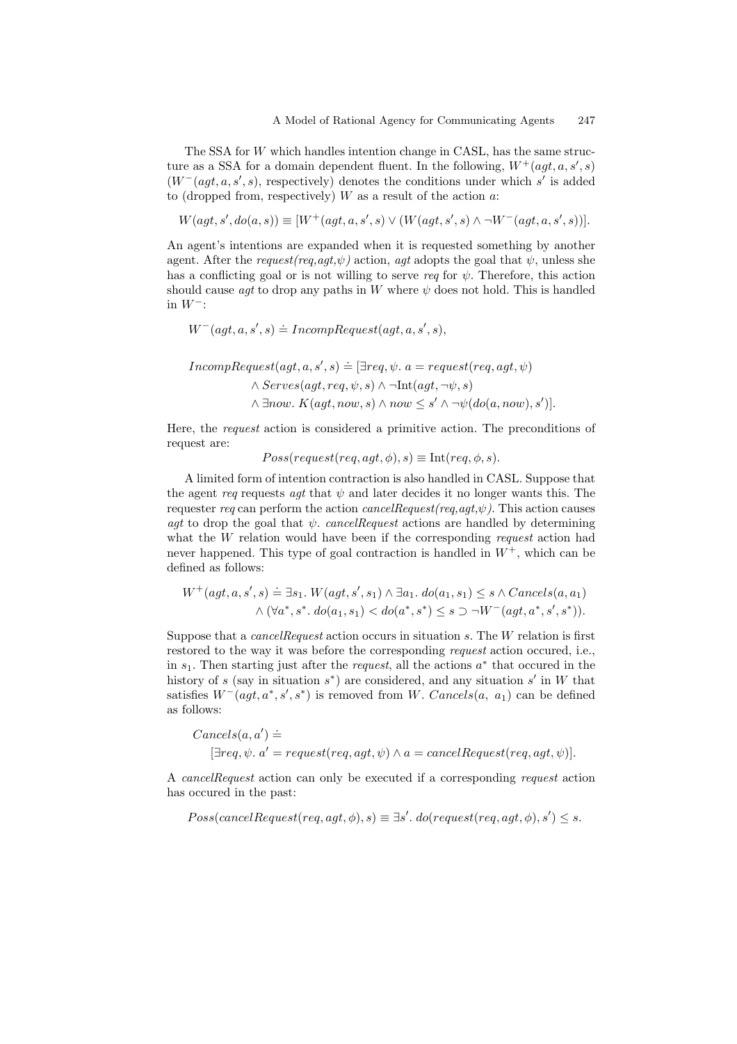The SSA for $W$ which handles intention change in CASL, has the same structure as a SSA for a domain dependent fluent. In the following, $W^+(agt, a, s', s)$ ($W^-(agt, a, s', s)$, respectively) denotes the conditions under which $s'$ is added to (dropped from, respectively) $W$ as a result of the action $a$:

$$W(agt, s', do(a, s)) \equiv [W^+(agt, a, s', s) \lor (W(agt, s', s) \land \neg W^-(agt, a, s', s))].$$

An agent's intentions are expanded when it is requested something by another agent. After the *request(req,agt,$\psi$)* action, *agt* adopts the goal that $\psi$, unless she has a conflicting goal or is not willing to serve *req* for $\psi$. Therefore, this action should cause *agt* to drop any paths in $W$ where $\psi$ does not hold. This is handled in $W^-$:

$$W^-(agt, a, s', s) \doteq IncompRequest(agt, a, s', s),$$

$$\begin{aligned} IncompRequest(agt, a, s', s) \doteq [&\exists req, \psi.\ a = request(req, agt, \psi) \\ &\land Serves(agt, req, \psi, s) \land \neg \mathrm{Int}(agt, \neg\psi, s) \\ &\land \exists now.\ K(agt, now, s) \land now \leq s' \land \neg\psi(do(a, now), s')]. \end{aligned}$$

Here, the *request* action is considered a primitive action. The preconditions of request are:

$$Poss(request(req, agt, \phi), s) \equiv \mathrm{Int}(req, \phi, s).$$

A limited form of intention contraction is also handled in CASL. Suppose that the agent *req* requests *agt* that $\psi$ and later decides it no longer wants this. The requester *req* can perform the action *cancelRequest(req,agt,$\psi$)*. This action causes *agt* to drop the goal that $\psi$. *cancelRequest* actions are handled by determining what the $W$ relation would have been if the corresponding *request* action had never happened. This type of goal contraction is handled in $W^+$, which can be defined as follows:

$$\begin{aligned} W^+(agt, a, s', s) \doteq &\exists s_1.\ W(agt, s', s_1) \land \exists a_1.\ do(a_1, s_1) \leq s \land Cancels(a, a_1) \\ &\land (\forall a^*, s^*.\ do(a_1, s_1) < do(a^*, s^*) \leq s \supset \neg W^-(agt, a^*, s', s^*)). \end{aligned}$$

Suppose that a *cancelRequest* action occurs in situation $s$. The $W$ relation is first restored to the way it was before the corresponding *request* action occured, i.e., in $s_1$. Then starting just after the *request*, all the actions $a^*$ that occured in the history of $s$ (say in situation $s^*$) are considered, and any situation $s'$ in $W$ that satisfies $W^-(agt, a^*, s', s^*)$ is removed from $W$. $Cancels(a,\ a_1)$ can be defined as follows:

$$\begin{aligned} &Cancels(a, a') \doteq \\ &\quad [\exists req, \psi.\ a' = request(req, agt, \psi) \land a = cancelRequest(req, agt, \psi)]. \end{aligned}$$

A *cancelRequest* action can only be executed if a corresponding *request* action has occured in the past:

$$Poss(cancelRequest(req, agt, \phi), s) \equiv \exists s'.\ do(request(req, agt, \phi), s') \leq s.$$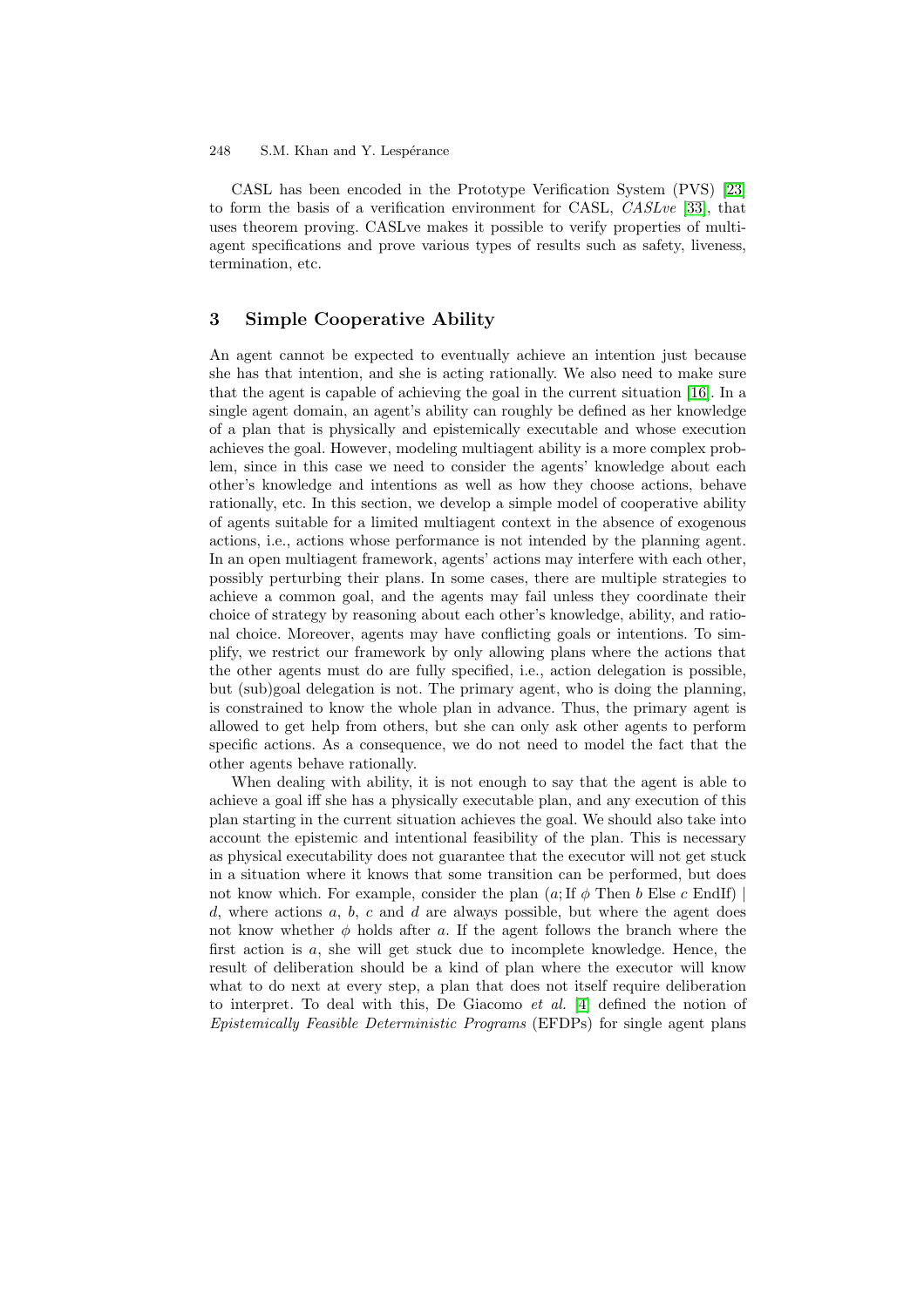CASL has been encoded in the Prototype Verification System (PVS) [23] to form the basis of a verification environment for CASL, *CASLve* [33], that uses theorem proving. CASLve makes it possible to verify properties of multiagent specifications and prove various types of results such as safety, liveness, termination, etc.

## 3 Simple Cooperative Ability

An agent cannot be expected to eventually achieve an intention just because she has that intention, and she is acting rationally. We also need to make sure that the agent is capable of achieving the goal in the current situation [16]. In a single agent domain, an agent's ability can roughly be defined as her knowledge of a plan that is physically and epistemically executable and whose execution achieves the goal. However, modeling multiagent ability is a more complex problem, since in this case we need to consider the agents' knowledge about each other's knowledge and intentions as well as how they choose actions, behave rationally, etc. In this section, we develop a simple model of cooperative ability of agents suitable for a limited multiagent context in the absence of exogenous actions, i.e., actions whose performance is not intended by the planning agent. In an open multiagent framework, agents' actions may interfere with each other, possibly perturbing their plans. In some cases, there are multiple strategies to achieve a common goal, and the agents may fail unless they coordinate their choice of strategy by reasoning about each other's knowledge, ability, and rational choice. Moreover, agents may have conflicting goals or intentions. To simplify, we restrict our framework by only allowing plans where the actions that the other agents must do are fully specified, i.e., action delegation is possible, but (sub)goal delegation is not. The primary agent, who is doing the planning, is constrained to know the whole plan in advance. Thus, the primary agent is allowed to get help from others, but she can only ask other agents to perform specific actions. As a consequence, we do not need to model the fact that the other agents behave rationally.

When dealing with ability, it is not enough to say that the agent is able to achieve a goal iff she has a physically executable plan, and any execution of this plan starting in the current situation achieves the goal. We should also take into account the epistemic and intentional feasibility of the plan. This is necessary as physical executability does not guarantee that the executor will not get stuck in a situation where it knows that some transition can be performed, but does not know which. For example, consider the plan $(a; \text{If } \phi \text{ Then } b \text{ Else } c \text{ EndIf}) \mid d$, where actions $a$, $b$, $c$ and $d$ are always possible, but where the agent does not know whether $\phi$ holds after $a$. If the agent follows the branch where the first action is $a$, she will get stuck due to incomplete knowledge. Hence, the result of deliberation should be a kind of plan where the executor will know what to do next at every step, a plan that does not itself require deliberation to interpret. To deal with this, De Giacomo *et al.* [4] defined the notion of *Epistemically Feasible Deterministic Programs* (EFDPs) for single agent plans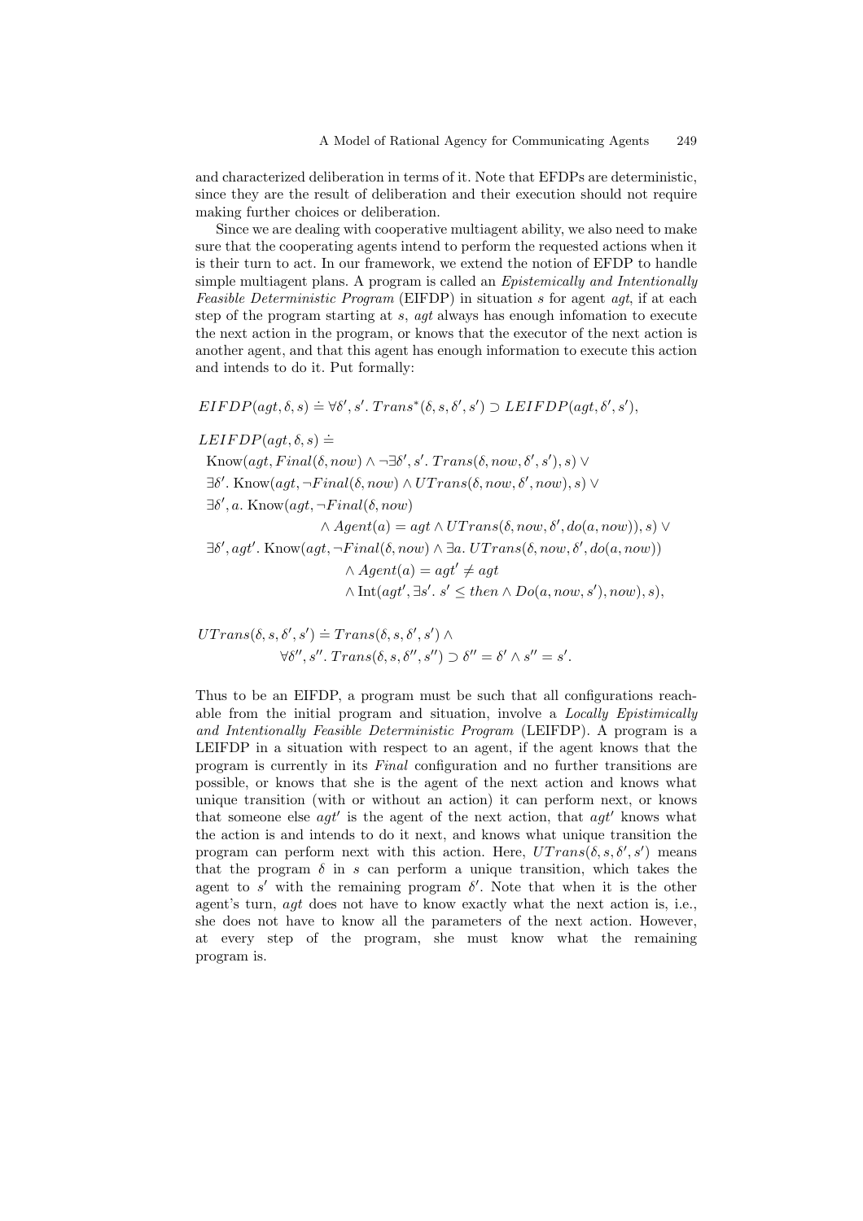and characterized deliberation in terms of it. Note that EFDPs are deterministic, since they are the result of deliberation and their execution should not require making further choices or deliberation.

Since we are dealing with cooperative multiagent ability, we also need to make sure that the cooperating agents intend to perform the requested actions when it is their turn to act. In our framework, we extend the notion of EFDP to handle simple multiagent plans. A program is called an *Epistemically and Intentionally Feasible Deterministic Program* (EIFDP) in situation $s$ for agent $agt$, if at each step of the program starting at $s$, $agt$ always has enough infomation to execute the next action in the program, or knows that the executor of the next action is another agent, and that this agent has enough information to execute this action and intends to do it. Put formally:

$$EIFDP(agt, \delta, s) \doteq \forall \delta', s'.\, Trans^*(\delta, s, \delta', s') \supset LEIFDP(agt, \delta', s'),$$

$$\begin{aligned}
&LEIFDP(agt, \delta, s) \doteq \\
&\quad \mathrm{Know}(agt, Final(\delta, now) \wedge \neg \exists \delta', s'.\, Trans(\delta, now, \delta', s'), s) \vee \\
&\quad \exists \delta'.\, \mathrm{Know}(agt, \neg Final(\delta, now) \wedge UTrans(\delta, now, \delta', now), s) \vee \\
&\quad \exists \delta', a.\, \mathrm{Know}(agt, \neg Final(\delta, now) \\
&\qquad\qquad \wedge Agent(a) = agt \wedge UTrans(\delta, now, \delta', do(a, now)), s) \vee \\
&\quad \exists \delta', agt'.\, \mathrm{Know}(agt, \neg Final(\delta, now) \wedge \exists a.\, UTrans(\delta, now, \delta', do(a, now)) \\
&\qquad\qquad \wedge Agent(a) = agt' \neq agt \\
&\qquad\qquad \wedge \mathrm{Int}(agt', \exists s'.\, s' \leq then \wedge Do(a, now, s'), now), s),
\end{aligned}$$

$$\begin{aligned}
UTrans(\delta, s, \delta', s') \doteq\; & Trans(\delta, s, \delta', s') \wedge \\
& \forall \delta'', s''.\, Trans(\delta, s, \delta'', s'') \supset \delta'' = \delta' \wedge s'' = s'.
\end{aligned}$$

Thus to be an EIFDP, a program must be such that all configurations reachable from the initial program and situation, involve a *Locally Epistimically and Intentionally Feasible Deterministic Program* (LEIFDP). A program is a LEIFDP in a situation with respect to an agent, if the agent knows that the program is currently in its *Final* configuration and no further transitions are possible, or knows that she is the agent of the next action and knows what unique transition (with or without an action) it can perform next, or knows that someone else $agt'$ is the agent of the next action, that $agt'$ knows what the action is and intends to do it next, and knows what unique transition the program can perform next with this action. Here, $UTrans(\delta, s, \delta', s')$ means that the program $\delta$ in $s$ can perform a unique transition, which takes the agent to $s'$ with the remaining program $\delta'$. Note that when it is the other agent's turn, $agt$ does not have to know exactly what the next action is, i.e., she does not have to know all the parameters of the next action. However, at every step of the program, she must know what the remaining program is.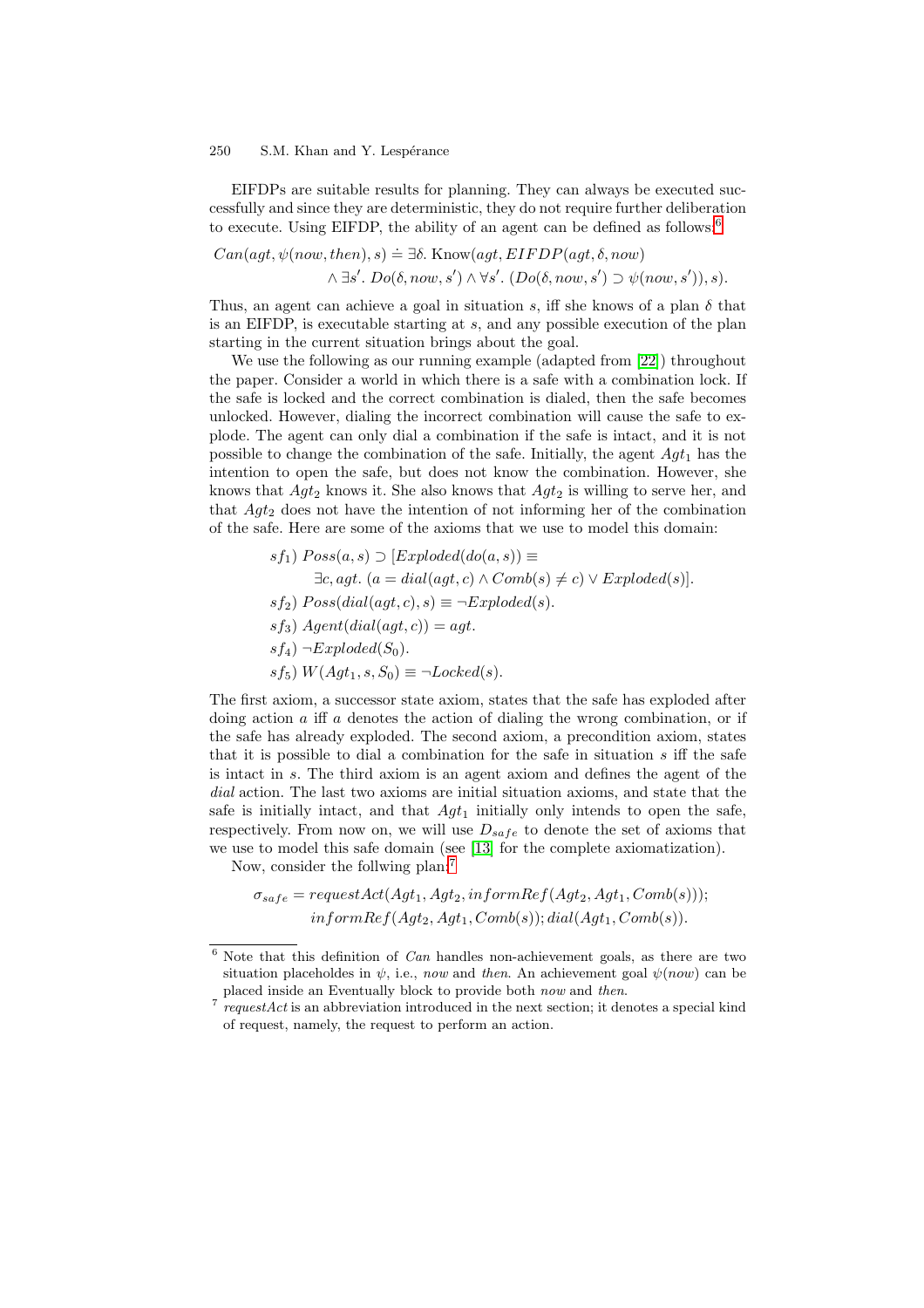EIFDPs are suitable results for planning. They can always be executed successfully and since they are deterministic, they do not require further deliberation to execute. Using EIFDP, the ability of an agent can be defined as follows:[6]

$$Can(agt, \psi(now, then), s) \doteq \exists \delta.\ \mathrm{Know}(agt, EIFDP(agt, \delta, now)$$
$$\wedge \exists s'.\ Do(\delta, now, s') \wedge \forall s'.\ (Do(\delta, now, s') \supset \psi(now, s')), s).$$

Thus, an agent can achieve a goal in situation $s$, iff she knows of a plan $\delta$ that is an EIFDP, is executable starting at $s$, and any possible execution of the plan starting in the current situation brings about the goal.

We use the following as our running example (adapted from [22]) throughout the paper. Consider a world in which there is a safe with a combination lock. If the safe is locked and the correct combination is dialed, then the safe becomes unlocked. However, dialing the incorrect combination will cause the safe to explode. The agent can only dial a combination if the safe is intact, and it is not possible to change the combination of the safe. Initially, the agent $Agt_1$ has the intention to open the safe, but does not know the combination. However, she knows that $Agt_2$ knows it. She also knows that $Agt_2$ is willing to serve her, and that $Agt_2$ does not have the intention of not informing her of the combination of the safe. Here are some of the axioms that we use to model this domain:

$sf_1$) $Poss(a, s) \supset [Exploded(do(a, s)) \equiv$
$\quad\quad \exists c, agt.\ (a = dial(agt, c) \wedge Comb(s) \neq c) \vee Exploded(s)].$

$sf_2$) $Poss(dial(agt, c), s) \equiv \neg Exploded(s).$

$sf_3$) $Agent(dial(agt, c)) = agt.$

$sf_4$) $\neg Exploded(S_0).$

$sf_5$) $W(Agt_1, s, S_0) \equiv \neg Locked(s).$

The first axiom, a successor state axiom, states that the safe has exploded after doing action $a$ iff $a$ denotes the action of dialing the wrong combination, or if the safe has already exploded. The second axiom, a precondition axiom, states that it is possible to dial a combination for the safe in situation $s$ iff the safe is intact in $s$. The third axiom is an agent axiom and defines the agent of the *dial* action. The last two axioms are initial situation axioms, and state that the safe is initially intact, and that $Agt_1$ initially only intends to open the safe, respectively. From now on, we will use $D_{safe}$ to denote the set of axioms that we use to model this safe domain (see [13] for the complete axiomatization).

Now, consider the follwing plan:[7]

$$\sigma_{safe} = requestAct(Agt_1, Agt_2, informRef(Agt_2, Agt_1, Comb(s)));$$
$$informRef(Agt_2, Agt_1, Comb(s)); dial(Agt_1, Comb(s)).$$

[6] Note that this definition of *Can* handles non-achievement goals, as there are two situation placeholdes in $\psi$, i.e., *now* and *then*. An achievement goal $\psi(now)$ can be placed inside an Eventually block to provide both *now* and *then*.

[7] *requestAct* is an abbreviation introduced in the next section; it denotes a special kind of request, namely, the request to perform an action.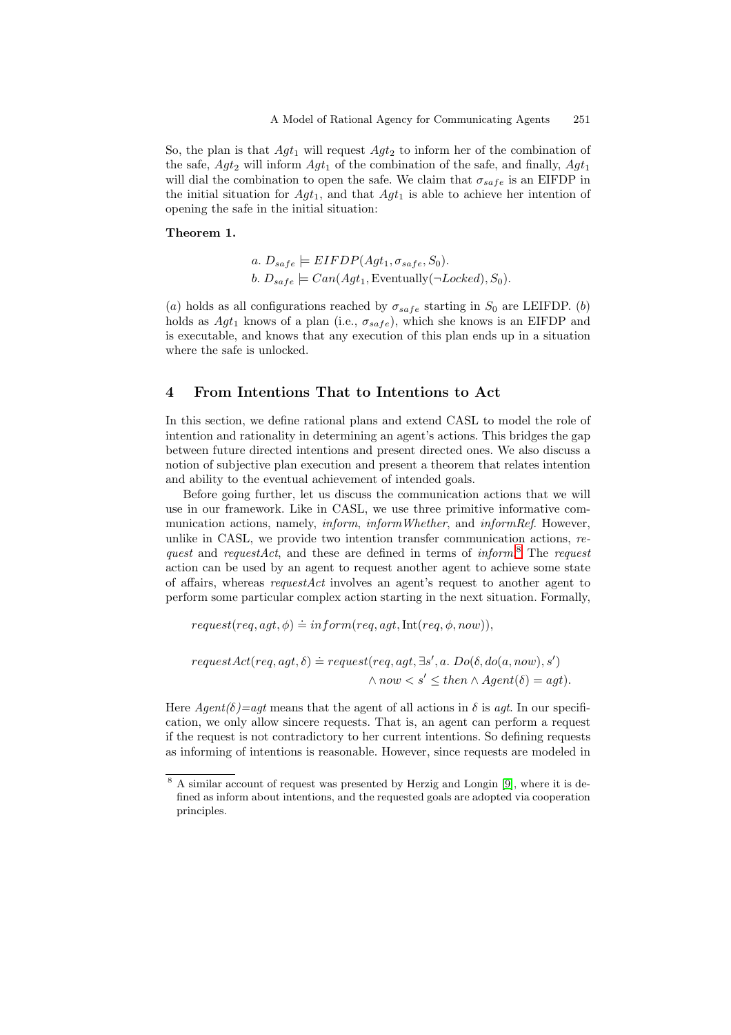So, the plan is that $Agt_1$ will request $Agt_2$ to inform her of the combination of the safe, $Agt_2$ will inform $Agt_1$ of the combination of the safe, and finally, $Agt_1$ will dial the combination to open the safe. We claim that $\sigma_{safe}$ is an EIFDP in the initial situation for $Agt_1$, and that $Agt_1$ is able to achieve her intention of opening the safe in the initial situation:

**Theorem 1.**

$$a.\ D_{safe} \models EIFDP(Agt_1, \sigma_{safe}, S_0).$$
$$b.\ D_{safe} \models Can(Agt_1, \text{Eventually}(\neg Locked), S_0).$$

$(a)$ holds as all configurations reached by $\sigma_{safe}$ starting in $S_0$ are LEIFDP. $(b)$ holds as $Agt_1$ knows of a plan (i.e., $\sigma_{safe}$), which she knows is an EIFDP and is executable, and knows that any execution of this plan ends up in a situation where the safe is unlocked.

## 4 From Intentions That to Intentions to Act

In this section, we define rational plans and extend CASL to model the role of intention and rationality in determining an agent's actions. This bridges the gap between future directed intentions and present directed ones. We also discuss a notion of subjective plan execution and present a theorem that relates intention and ability to the eventual achievement of intended goals.

Before going further, let us discuss the communication actions that we will use in our framework. Like in CASL, we use three primitive informative communication actions, namely, *inform*, *informWhether*, and *informRef*. However, unlike in CASL, we provide two intention transfer communication actions, *request* and *requestAct*, and these are defined in terms of *inform*.[8] The *request* action can be used by an agent to request another agent to achieve some state of affairs, whereas *requestAct* involves an agent's request to another agent to perform some particular complex action starting in the next situation. Formally,

$$request(req, agt, \phi) \doteq inform(req, agt, \text{Int}(req, \phi, now)),$$

$$requestAct(req, agt, \delta) \doteq request(req, agt, \exists s', a.\ Do(\delta, do(a, now), s') \wedge now < s' \leq then \wedge Agent(\delta) = agt).$$

Here $Agent(\delta) = agt$ means that the agent of all actions in $\delta$ is $agt$. In our specification, we only allow sincere requests. That is, an agent can perform a request if the request is not contradictory to her current intentions. So defining requests as informing of intentions is reasonable. However, since requests are modeled in

[8] A similar account of request was presented by Herzig and Longin [9], where it is defined as inform about intentions, and the requested goals are adopted via cooperation principles.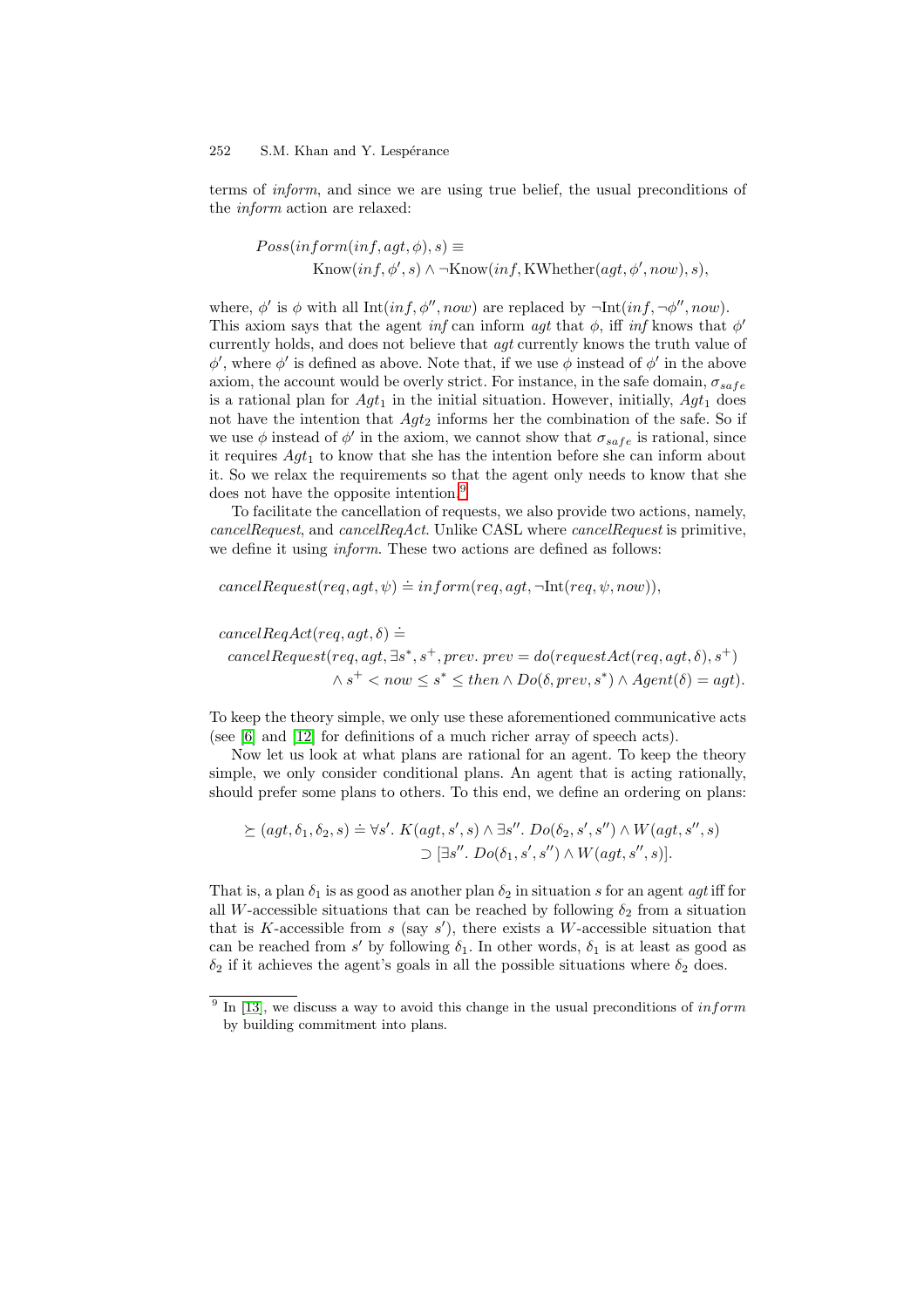terms of *inform*, and since we are using true belief, the usual preconditions of the *inform* action are relaxed:

$$Poss(inform(inf, agt, \phi), s) \equiv \\ \text{Know}(inf, \phi', s) \wedge \neg\text{Know}(inf, \text{KWhether}(agt, \phi', now), s),$$

where, $\phi'$ is $\phi$ with all $\text{Int}(inf, \phi'', now)$ are replaced by $\neg\text{Int}(inf, \neg\phi'', now)$. This axiom says that the agent *inf* can inform *agt* that $\phi$, iff *inf* knows that $\phi'$ currently holds, and does not believe that *agt* currently knows the truth value of $\phi'$, where $\phi'$ is defined as above. Note that, if we use $\phi$ instead of $\phi'$ in the above axiom, the account would be overly strict. For instance, in the safe domain, $\sigma_{safe}$ is a rational plan for $Agt_1$ in the initial situation. However, initially, $Agt_1$ does not have the intention that $Agt_2$ informs her the combination of the safe. So if we use $\phi$ instead of $\phi'$ in the axiom, we cannot show that $\sigma_{safe}$ is rational, since it requires $Agt_1$ to know that she has the intention before she can inform about it. So we relax the requirements so that the agent only needs to know that she does not have the opposite intention.[9]

To facilitate the cancellation of requests, we also provide two actions, namely, *cancelRequest*, and *cancelReqAct*. Unlike CASL where *cancelRequest* is primitive, we define it using *inform*. These two actions are defined as follows:

$$cancelRequest(req, agt, \psi) \doteq inform(req, agt, \neg\text{Int}(req, \psi, now)),$$

$$cancelReqAct(req, agt, \delta) \doteq \\ cancelRequest(req, agt, \exists s^*, s^+, prev.\ prev = do(requestAct(req, agt, \delta), s^+) \\ \wedge s^+ < now \leq s^* \leq then \wedge Do(\delta, prev, s^*) \wedge Agent(\delta) = agt).$$

To keep the theory simple, we only use these aforementioned communicative acts (see [6] and [12] for definitions of a much richer array of speech acts).

Now let us look at what plans are rational for an agent. To keep the theory simple, we only consider conditional plans. An agent that is acting rationally, should prefer some plans to others. To this end, we define an ordering on plans:

$$\succeq (agt, \delta_1, \delta_2, s) \doteq \forall s'.\ K(agt, s', s) \wedge \exists s''.\ Do(\delta_2, s', s'') \wedge W(agt, s'', s) \\ \supset [\exists s''.\ Do(\delta_1, s', s'') \wedge W(agt, s'', s)].$$

That is, a plan $\delta_1$ is as good as another plan $\delta_2$ in situation $s$ for an agent *agt* iff for all $W$-accessible situations that can be reached by following $\delta_2$ from a situation that is $K$-accessible from $s$ (say $s'$), there exists a $W$-accessible situation that can be reached from $s'$ by following $\delta_1$. In other words, $\delta_1$ is at least as good as $\delta_2$ if it achieves the agent's goals in all the possible situations where $\delta_2$ does.

[9] In [13], we discuss a way to avoid this change in the usual preconditions of *inform* by building commitment into plans.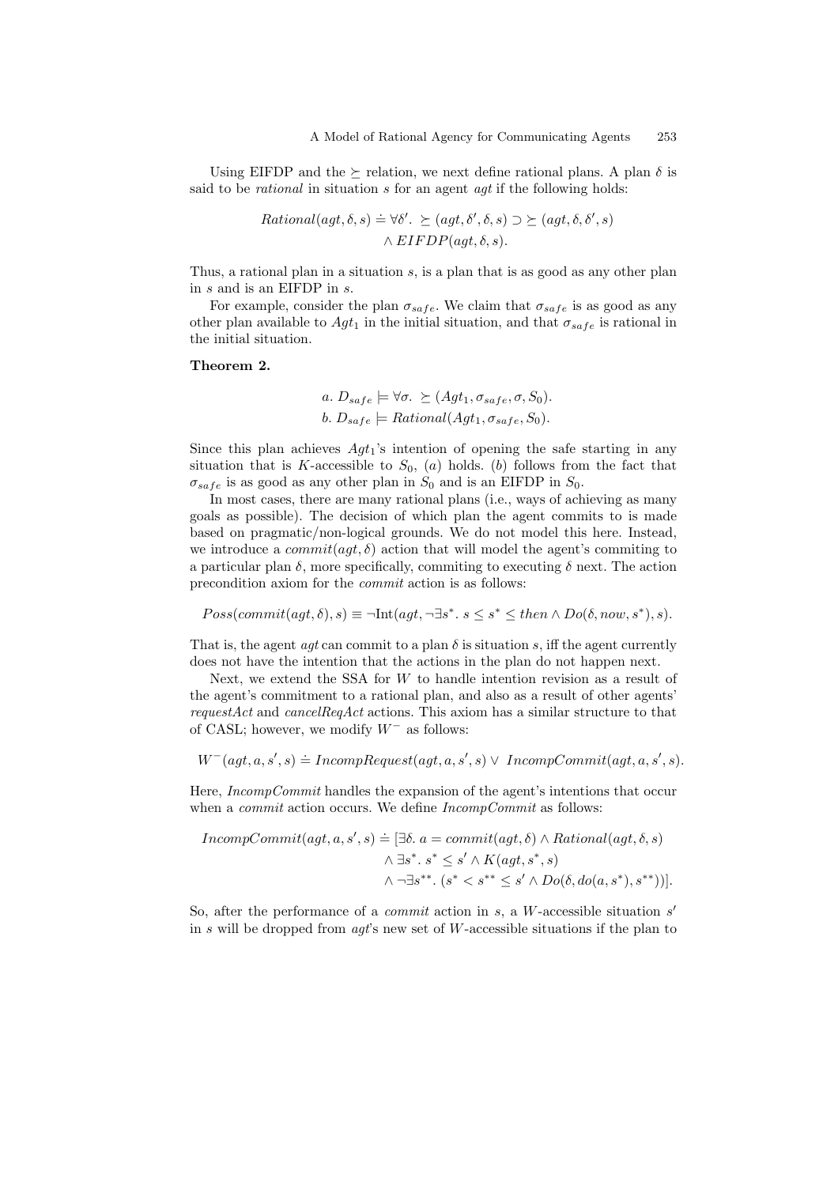Using EIFDP and the $\succeq$ relation, we next define rational plans. A plan $\delta$ is said to be *rational* in situation $s$ for an agent $agt$ if the following holds:

$$
\begin{aligned}
Rational(agt, \delta, s) \doteq \forall \delta'.\ & \succeq(agt, \delta', \delta, s) \supset \succeq(agt, \delta, \delta', s) \\
& \wedge EIFDP(agt, \delta, s).
\end{aligned}
$$

Thus, a rational plan in a situation $s$, is a plan that is as good as any other plan in $s$ and is an EIFDP in $s$.

For example, consider the plan $\sigma_{safe}$. We claim that $\sigma_{safe}$ is as good as any other plan available to $Agt_1$ in the initial situation, and that $\sigma_{safe}$ is rational in the initial situation.

**Theorem 2.**

$$
\begin{aligned}
& a.\ D_{safe} \models \forall \sigma.\ \succeq(Agt_1, \sigma_{safe}, \sigma, S_0). \\
& b.\ D_{safe} \models Rational(Agt_1, \sigma_{safe}, S_0).
\end{aligned}
$$

Since this plan achieves $Agt_1$'s intention of opening the safe starting in any situation that is $K$-accessible to $S_0$, $(a)$ holds. $(b)$ follows from the fact that $\sigma_{safe}$ is as good as any other plan in $S_0$ and is an EIFDP in $S_0$.

In most cases, there are many rational plans (i.e., ways of achieving as many goals as possible). The decision of which plan the agent commits to is made based on pragmatic/non-logical grounds. We do not model this here. Instead, we introduce a $commit(agt, \delta)$ action that will model the agent's commiting to a particular plan $\delta$, more specifically, commiting to executing $\delta$ next. The action precondition axiom for the *commit* action is as follows:

$$
Poss(commit(agt, \delta), s) \equiv \neg \mathrm{Int}(agt, \neg \exists s^*.\ s \leq s^* \leq then \wedge Do(\delta, now, s^*), s).
$$

That is, the agent *agt* can commit to a plan $\delta$ is situation $s$, iff the agent currently does not have the intention that the actions in the plan do not happen next.

Next, we extend the SSA for $W$ to handle intention revision as a result of the agent's commitment to a rational plan, and also as a result of other agents' *requestAct* and *cancelReqAct* actions. This axiom has a similar structure to that of CASL; however, we modify $W^-$ as follows:

$$
W^-(agt, a, s', s) \doteq IncompRequest(agt, a, s', s) \vee\ IncompCommit(agt, a, s', s).
$$

Here, *IncompCommit* handles the expansion of the agent's intentions that occur when a *commit* action occurs. We define *IncompCommit* as follows:

$$
\begin{aligned}
IncompCommit(agt, a, s', s) \doteq [& \exists \delta.\ a = commit(agt, \delta) \wedge Rational(agt, \delta, s) \\
& \wedge \exists s^*.\ s^* \leq s' \wedge K(agt, s^*, s) \\
& \wedge \neg \exists s^{**}.\ (s^* < s^{**} \leq s' \wedge Do(\delta, do(a, s^*), s^{**}))].
\end{aligned}
$$

So, after the performance of a *commit* action in $s$, a $W$-accessible situation $s'$ in $s$ will be dropped from *agt*'s new set of $W$-accessible situations if the plan to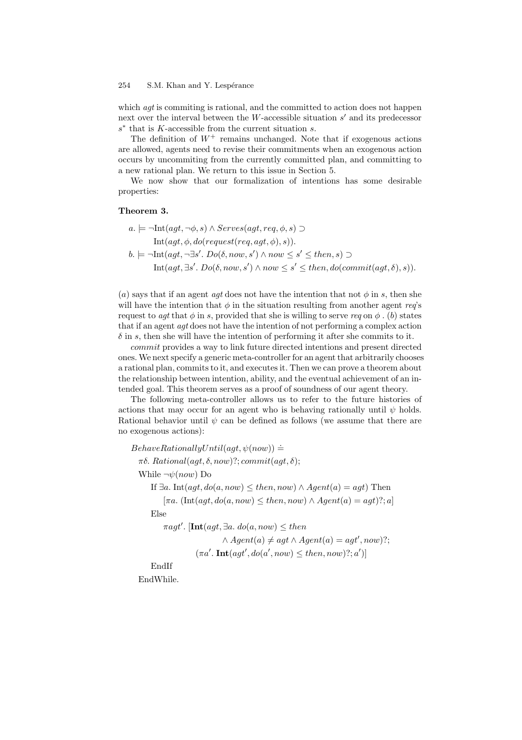which *agt* is commiting is rational, and the committed to action does not happen next over the interval between the $W$-accessible situation $s'$ and its predecessor $s^*$ that is $K$-accessible from the current situation $s$.

The definition of $W^+$ remains unchanged. Note that if exogenous actions are allowed, agents need to revise their commitments when an exogenous action occurs by uncommiting from the currently committed plan, and committing to a new rational plan. We return to this issue in Section 5.

We now show that our formalization of intentions has some desirable properties:

**Theorem 3.**

$$a. \models \neg\text{Int}(agt, \neg\phi, s) \wedge Serves(agt, req, \phi, s) \supset$$
$$\text{Int}(agt, \phi, do(request(req, agt, \phi), s)).$$

$$b. \models \neg\text{Int}(agt, \neg\exists s'.\ Do(\delta, now, s') \wedge now \leq s' \leq then, s) \supset$$
$$\text{Int}(agt, \exists s'.\ Do(\delta, now, s') \wedge now \leq s' \leq then, do(commit(agt, \delta), s)).$$

($a$) says that if an agent *agt* does not have the intention that not $\phi$ in $s$, then she will have the intention that $\phi$ in the situation resulting from another agent *req*'s request to *agt* that $\phi$ in $s$, provided that she is willing to serve *req* on $\phi$ . ($b$) states that if an agent *agt* does not have the intention of not performing a complex action $\delta$ in $s$, then she will have the intention of performing it after she commits to it.

*commit* provides a way to link future directed intentions and present directed ones. We next specify a generic meta-controller for an agent that arbitrarily chooses a rational plan, commits to it, and executes it. Then we can prove a theorem about the relationship between intention, ability, and the eventual achievement of an intended goal. This theorem serves as a proof of soundness of our agent theory.

The following meta-controller allows us to refer to the future histories of actions that may occur for an agent who is behaving rationally until $\psi$ holds. Rational behavior until $\psi$ can be defined as follows (we assume that there are no exogenous actions):

$BehaveRationallyUntil(agt, \psi(now)) \doteq$

$\quad \pi\delta.\ Rational(agt, \delta, now)?; commit(agt, \delta);$

$\quad$ While $\neg\psi(now)$ Do

$\quad\quad$ If $\exists a.\ \text{Int}(agt, do(a, now) \leq then, now) \wedge Agent(a) = agt)$ Then

$\quad\quad\quad [\pi a.\ (\text{Int}(agt, do(a, now) \leq then, now) \wedge Agent(a) = agt)?; a]$

$\quad\quad$ Else

$\quad\quad\quad \pi agt'.\ [\mathbf{Int}(agt, \exists a.\ do(a, now) \leq then$

$\quad\quad\quad\quad\quad \wedge Agent(a) \neq agt \wedge Agent(a) = agt', now)?;$

$\quad\quad\quad\quad (\pi a'.\ \mathbf{Int}(agt', do(a', now) \leq then, now)?; a')]$

$\quad\quad$ EndIf

$\quad$ EndWhile.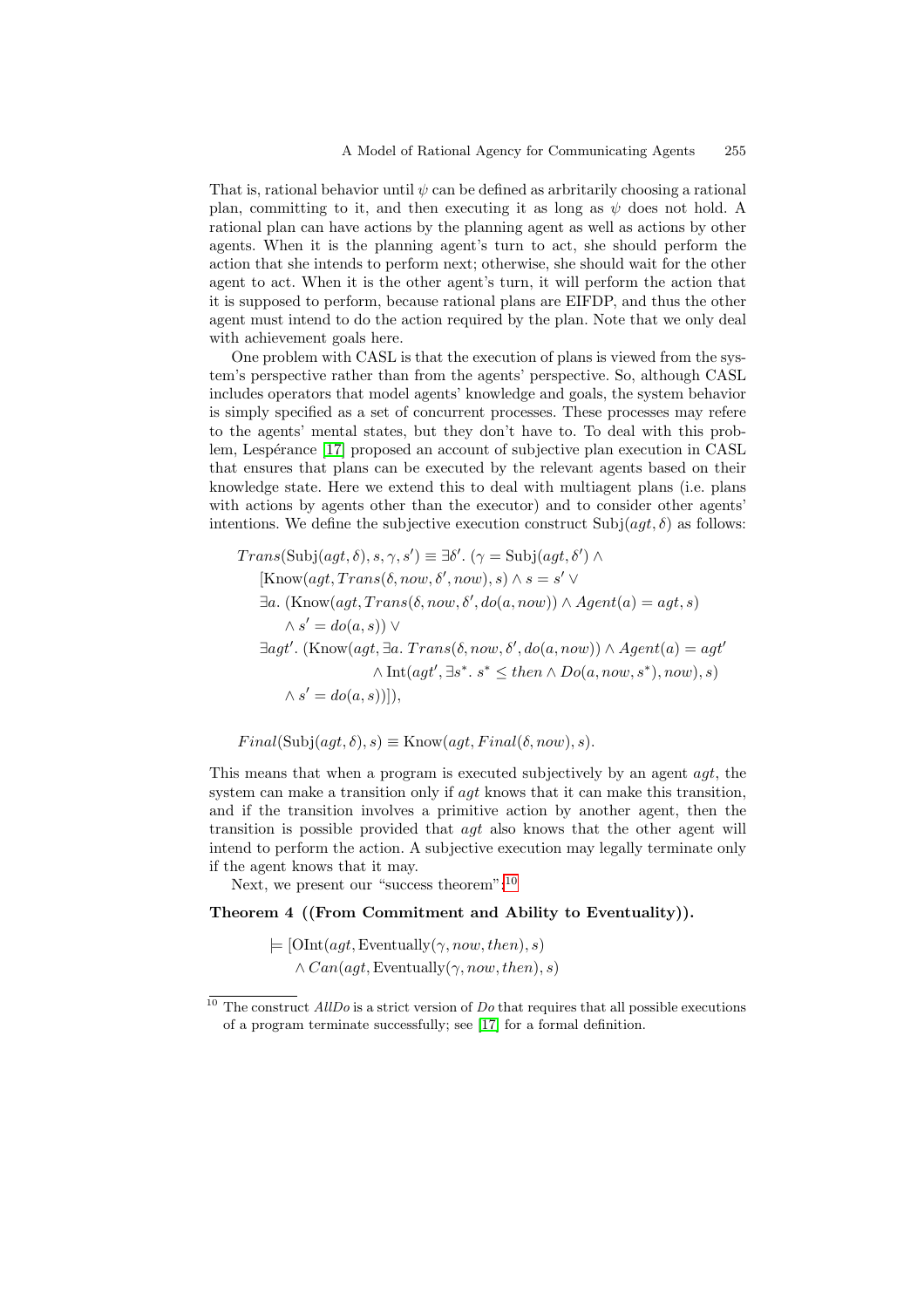That is, rational behavior until $\psi$ can be defined as arbitrarily choosing a rational plan, committing to it, and then executing it as long as $\psi$ does not hold. A rational plan can have actions by the planning agent as well as actions by other agents. When it is the planning agent's turn to act, she should perform the action that she intends to perform next; otherwise, she should wait for the other agent to act. When it is the other agent's turn, it will perform the action that it is supposed to perform, because rational plans are EIFDP, and thus the other agent must intend to do the action required by the plan. Note that we only deal with achievement goals here.

One problem with CASL is that the execution of plans is viewed from the system's perspective rather than from the agents' perspective. So, although CASL includes operators that model agents' knowledge and goals, the system behavior is simply specified as a set of concurrent processes. These processes may refere to the agents' mental states, but they don't have to. To deal with this problem, Lespérance [17] proposed an account of subjective plan execution in CASL that ensures that plans can be executed by the relevant agents based on their knowledge state. Here we extend this to deal with multiagent plans (i.e. plans with actions by agents other than the executor) and to consider other agents' intentions. We define the subjective execution construct $\text{Subj}(agt, \delta)$ as follows:

$$
\begin{aligned}
&Trans(\text{Subj}(agt, \delta), s, \gamma, s') \equiv \exists \delta'.\ (\gamma = \text{Subj}(agt, \delta') \wedge \\
&\quad [\text{Know}(agt, Trans(\delta, now, \delta', now), s) \wedge s = s' \vee \\
&\quad \exists a.\ (\text{Know}(agt, Trans(\delta, now, \delta', do(a, now)) \wedge Agent(a) = agt, s) \\
&\qquad \wedge s' = do(a, s)) \vee \\
&\quad \exists agt'.\ (\text{Know}(agt, \exists a.\ Trans(\delta, now, \delta', do(a, now)) \wedge Agent(a) = agt' \\
&\qquad\qquad\qquad \wedge \text{Int}(agt', \exists s^*.\ s^* \leq then \wedge Do(a, now, s^*), now), s) \\
&\qquad \wedge s' = do(a, s))]),
\end{aligned}
$$

$$
Final(\text{Subj}(agt, \delta), s) \equiv \text{Know}(agt, Final(\delta, now), s).
$$

This means that when a program is executed subjectively by an agent $agt$, the system can make a transition only if $agt$ knows that it can make this transition, and if the transition involves a primitive action by another agent, then the transition is possible provided that $agt$ also knows that the other agent will intend to perform the action. A subjective execution may legally terminate only if the agent knows that it may.

Next, we present our "success theorem":[10]

**Theorem 4 ((From Commitment and Ability to Eventuality)).**

$$
\begin{aligned}
\models\ &[\text{OInt}(agt, \text{Eventually}(\gamma, now, then), s) \\
&\wedge Can(agt, \text{Eventually}(\gamma, now, then), s)
\end{aligned}
$$

[10] The construct *AllDo* is a strict version of *Do* that requires that all possible executions of a program terminate successfully; see [17] for a formal definition.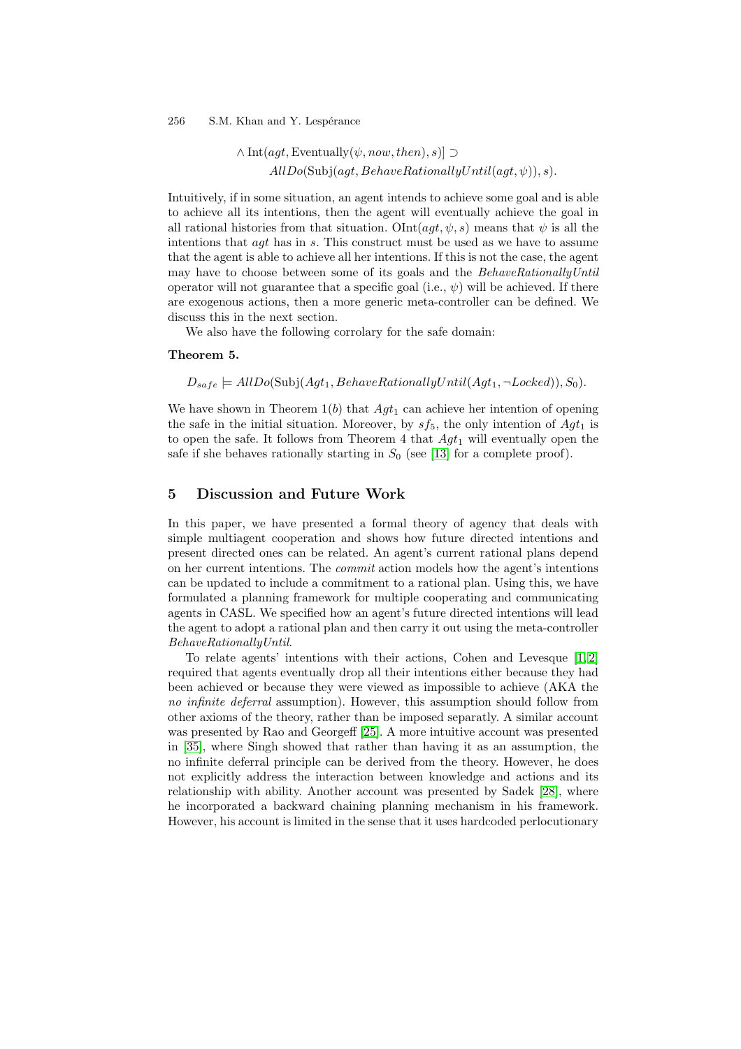$$\wedge\ \text{Int}(agt, \text{Eventually}(\psi, now, then), s)] \supset$$
$$AllDo(\text{Subj}(agt, BehaveRationallyUntil(agt, \psi)), s).$$

Intuitively, if in some situation, an agent intends to achieve some goal and is able to achieve all its intentions, then the agent will eventually achieve the goal in all rational histories from that situation. $\text{OInt}(agt, \psi, s)$ means that $\psi$ is all the intentions that *agt* has in *s*. This construct must be used as we have to assume that the agent is able to achieve all her intentions. If this is not the case, the agent may have to choose between some of its goals and the *BehaveRationallyUntil* operator will not guarantee that a specific goal (i.e., $\psi$) will be achieved. If there are exogenous actions, then a more generic meta-controller can be defined. We discuss this in the next section.

We also have the following corrolary for the safe domain:

**Theorem 5.**

$$D_{safe} \models AllDo(\text{Subj}(Agt_1, BehaveRationallyUntil(Agt_1, \neg Locked)), S_0).$$

We have shown in Theorem 1($b$) that $Agt_1$ can achieve her intention of opening the safe in the initial situation. Moreover, by $sf_5$, the only intention of $Agt_1$ is to open the safe. It follows from Theorem 4 that $Agt_1$ will eventually open the safe if she behaves rationally starting in $S_0$ (see [13] for a complete proof).

## 5 Discussion and Future Work

In this paper, we have presented a formal theory of agency that deals with simple multiagent cooperation and shows how future directed intentions and present directed ones can be related. An agent's current rational plans depend on her current intentions. The *commit* action models how the agent's intentions can be updated to include a commitment to a rational plan. Using this, we have formulated a planning framework for multiple cooperating and communicating agents in CASL. We specified how an agent's future directed intentions will lead the agent to adopt a rational plan and then carry it out using the meta-controller *BehaveRationallyUntil*.

To relate agents' intentions with their actions, Cohen and Levesque [1,2] required that agents eventually drop all their intentions either because they had been achieved or because they were viewed as impossible to achieve (AKA the *no infinite deferral* assumption). However, this assumption should follow from other axioms of the theory, rather than be imposed separatly. A similar account was presented by Rao and Georgeff [25]. A more intuitive account was presented in [35], where Singh showed that rather than having it as an assumption, the no infinite deferral principle can be derived from the theory. However, he does not explicitly address the interaction between knowledge and actions and its relationship with ability. Another account was presented by Sadek [28], where he incorporated a backward chaining planning mechanism in his framework. However, his account is limited in the sense that it uses hardcoded perlocutionary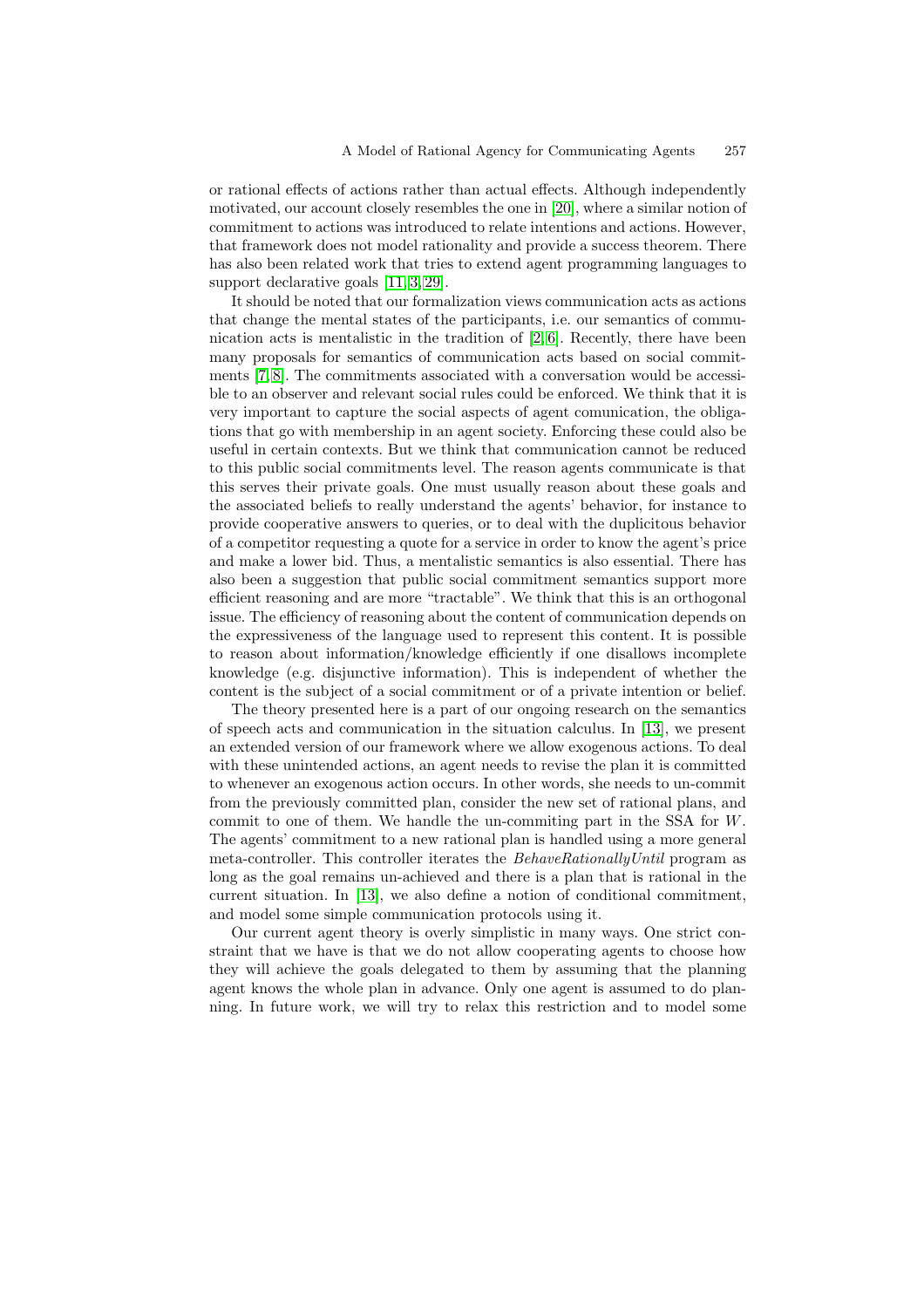or rational effects of actions rather than actual effects. Although independently motivated, our account closely resembles the one in [20], where a similar notion of commitment to actions was introduced to relate intentions and actions. However, that framework does not model rationality and provide a success theorem. There has also been related work that tries to extend agent programming languages to support declarative goals [11, 3, 29].

It should be noted that our formalization views communication acts as actions that change the mental states of the participants, i.e. our semantics of communication acts is mentalistic in the tradition of [2, 6]. Recently, there have been many proposals for semantics of communication acts based on social commitments [7, 8]. The commitments associated with a conversation would be accessible to an observer and relevant social rules could be enforced. We think that it is very important to capture the social aspects of agent comunication, the obligations that go with membership in an agent society. Enforcing these could also be useful in certain contexts. But we think that communication cannot be reduced to this public social commitments level. The reason agents communicate is that this serves their private goals. One must usually reason about these goals and the associated beliefs to really understand the agents' behavior, for instance to provide cooperative answers to queries, or to deal with the duplicitous behavior of a competitor requesting a quote for a service in order to know the agent's price and make a lower bid. Thus, a mentalistic semantics is also essential. There has also been a suggestion that public social commitment semantics support more efficient reasoning and are more "tractable". We think that this is an orthogonal issue. The efficiency of reasoning about the content of communication depends on the expressiveness of the language used to represent this content. It is possible to reason about information/knowledge efficiently if one disallows incomplete knowledge (e.g. disjunctive information). This is independent of whether the content is the subject of a social commitment or of a private intention or belief.

The theory presented here is a part of our ongoing research on the semantics of speech acts and communication in the situation calculus. In [13], we present an extended version of our framework where we allow exogenous actions. To deal with these unintended actions, an agent needs to revise the plan it is committed to whenever an exogenous action occurs. In other words, she needs to un-commit from the previously committed plan, consider the new set of rational plans, and commit to one of them. We handle the un-commiting part in the SSA for $W$. The agents' commitment to a new rational plan is handled using a more general meta-controller. This controller iterates the *BehaveRationallyUntil* program as long as the goal remains un-achieved and there is a plan that is rational in the current situation. In [13], we also define a notion of conditional commitment, and model some simple communication protocols using it.

Our current agent theory is overly simplistic in many ways. One strict constraint that we have is that we do not allow cooperating agents to choose how they will achieve the goals delegated to them by assuming that the planning agent knows the whole plan in advance. Only one agent is assumed to do planning. In future work, we will try to relax this restriction and to model some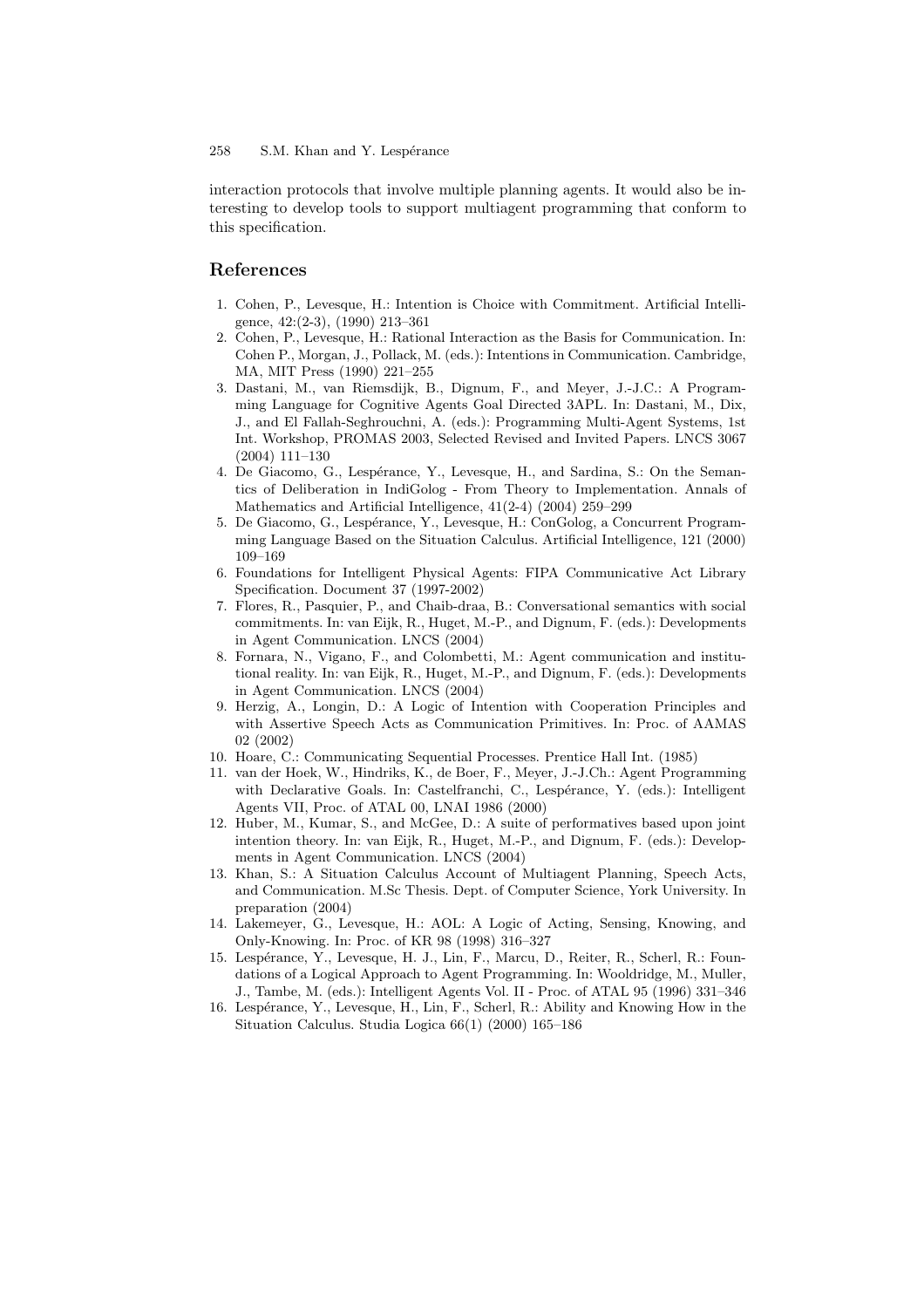interaction protocols that involve multiple planning agents. It would also be interesting to develop tools to support multiagent programming that conform to this specification.

## References

1. Cohen, P., Levesque, H.: Intention is Choice with Commitment. Artificial Intelligence, 42:(2-3), (1990) 213–361
2. Cohen, P., Levesque, H.: Rational Interaction as the Basis for Communication. In: Cohen P., Morgan, J., Pollack, M. (eds.): Intentions in Communication. Cambridge, MA, MIT Press (1990) 221–255
3. Dastani, M., van Riemsdijk, B., Dignum, F., and Meyer, J.-J.C.: A Programming Language for Cognitive Agents Goal Directed 3APL. In: Dastani, M., Dix, J., and El Fallah-Seghrouchni, A. (eds.): Programming Multi-Agent Systems, 1st Int. Workshop, PROMAS 2003, Selected Revised and Invited Papers. LNCS 3067 (2004) 111–130
4. De Giacomo, G., Lespérance, Y., Levesque, H., and Sardina, S.: On the Semantics of Deliberation in IndiGolog - From Theory to Implementation. Annals of Mathematics and Artificial Intelligence, 41(2-4) (2004) 259–299
5. De Giacomo, G., Lespérance, Y., Levesque, H.: ConGolog, a Concurrent Programming Language Based on the Situation Calculus. Artificial Intelligence, 121 (2000) 109–169
6. Foundations for Intelligent Physical Agents: FIPA Communicative Act Library Specification. Document 37 (1997-2002)
7. Flores, R., Pasquier, P., and Chaib-draa, B.: Conversational semantics with social commitments. In: van Eijk, R., Huget, M.-P., and Dignum, F. (eds.): Developments in Agent Communication. LNCS (2004)
8. Fornara, N., Vigano, F., and Colombetti, M.: Agent communication and institutional reality. In: van Eijk, R., Huget, M.-P., and Dignum, F. (eds.): Developments in Agent Communication. LNCS (2004)
9. Herzig, A., Longin, D.: A Logic of Intention with Cooperation Principles and with Assertive Speech Acts as Communication Primitives. In: Proc. of AAMAS 02 (2002)
10. Hoare, C.: Communicating Sequential Processes. Prentice Hall Int. (1985)
11. van der Hoek, W., Hindriks, K., de Boer, F., Meyer, J.-J.Ch.: Agent Programming with Declarative Goals. In: Castelfranchi, C., Lespérance, Y. (eds.): Intelligent Agents VII, Proc. of ATAL 00, LNAI 1986 (2000)
12. Huber, M., Kumar, S., and McGee, D.: A suite of performatives based upon joint intention theory. In: van Eijk, R., Huget, M.-P., and Dignum, F. (eds.): Developments in Agent Communication. LNCS (2004)
13. Khan, S.: A Situation Calculus Account of Multiagent Planning, Speech Acts, and Communication. M.Sc Thesis. Dept. of Computer Science, York University. In preparation (2004)
14. Lakemeyer, G., Levesque, H.: AOL: A Logic of Acting, Sensing, Knowing, and Only-Knowing. In: Proc. of KR 98 (1998) 316–327
15. Lespérance, Y., Levesque, H. J., Lin, F., Marcu, D., Reiter, R., Scherl, R.: Foundations of a Logical Approach to Agent Programming. In: Wooldridge, M., Muller, J., Tambe, M. (eds.): Intelligent Agents Vol. II - Proc. of ATAL 95 (1996) 331–346
16. Lespérance, Y., Levesque, H., Lin, F., Scherl, R.: Ability and Knowing How in the Situation Calculus. Studia Logica 66(1) (2000) 165–186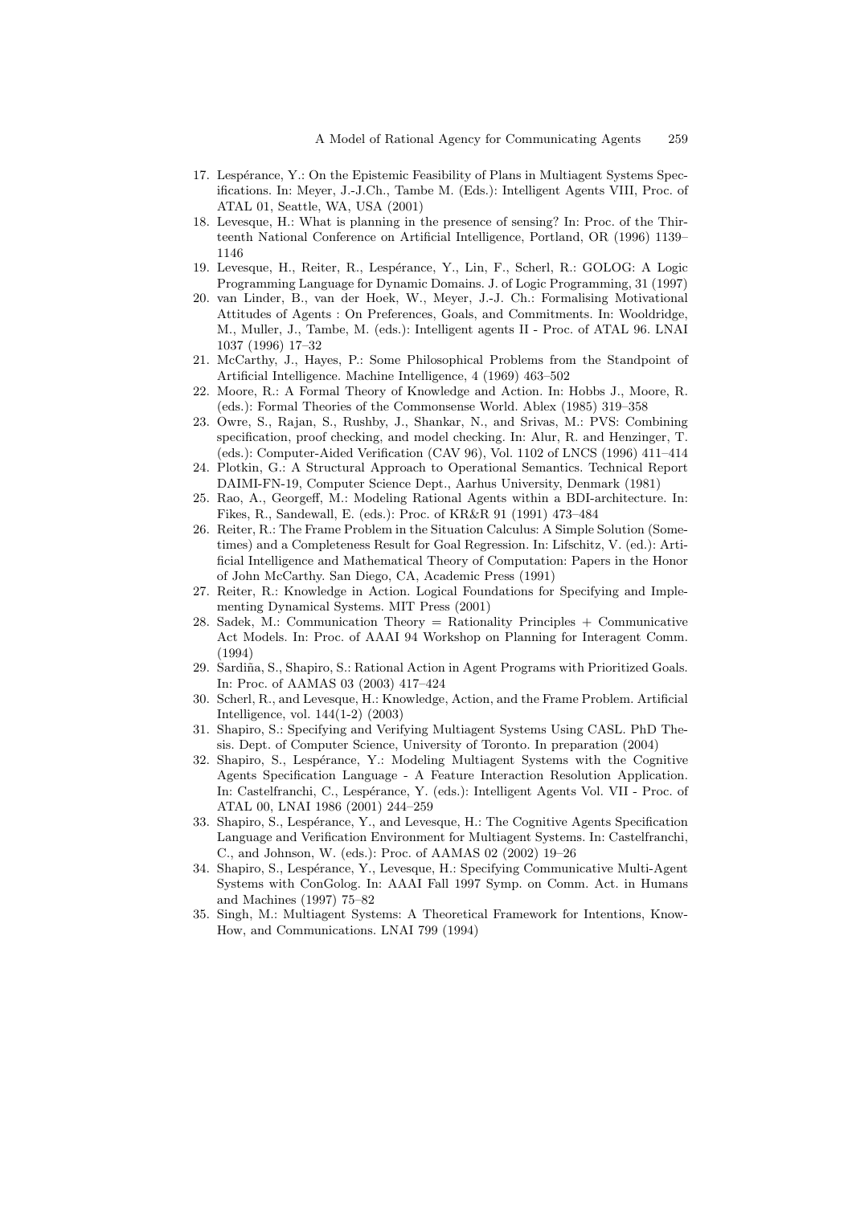17. Lespérance, Y.: On the Epistemic Feasibility of Plans in Multiagent Systems Specifications. In: Meyer, J.-J.Ch., Tambe M. (Eds.): Intelligent Agents VIII, Proc. of ATAL 01, Seattle, WA, USA (2001)
18. Levesque, H.: What is planning in the presence of sensing? In: Proc. of the Thirteenth National Conference on Artificial Intelligence, Portland, OR (1996) 1139–1146
19. Levesque, H., Reiter, R., Lespérance, Y., Lin, F., Scherl, R.: GOLOG: A Logic Programming Language for Dynamic Domains. J. of Logic Programming, 31 (1997)
20. van Linder, B., van der Hoek, W., Meyer, J.-J. Ch.: Formalising Motivational Attitudes of Agents : On Preferences, Goals, and Commitments. In: Wooldridge, M., Muller, J., Tambe, M. (eds.): Intelligent agents II - Proc. of ATAL 96. LNAI 1037 (1996) 17–32
21. McCarthy, J., Hayes, P.: Some Philosophical Problems from the Standpoint of Artificial Intelligence. Machine Intelligence, 4 (1969) 463–502
22. Moore, R.: A Formal Theory of Knowledge and Action. In: Hobbs J., Moore, R. (eds.): Formal Theories of the Commonsense World. Ablex (1985) 319–358
23. Owre, S., Rajan, S., Rushby, J., Shankar, N., and Srivas, M.: PVS: Combining specification, proof checking, and model checking. In: Alur, R. and Henzinger, T. (eds.): Computer-Aided Verification (CAV 96), Vol. 1102 of LNCS (1996) 411–414
24. Plotkin, G.: A Structural Approach to Operational Semantics. Technical Report DAIMI-FN-19, Computer Science Dept., Aarhus University, Denmark (1981)
25. Rao, A., Georgeff, M.: Modeling Rational Agents within a BDI-architecture. In: Fikes, R., Sandewall, E. (eds.): Proc. of KR&R 91 (1991) 473–484
26. Reiter, R.: The Frame Problem in the Situation Calculus: A Simple Solution (Sometimes) and a Completeness Result for Goal Regression. In: Lifschitz, V. (ed.): Artificial Intelligence and Mathematical Theory of Computation: Papers in the Honor of John McCarthy. San Diego, CA, Academic Press (1991)
27. Reiter, R.: Knowledge in Action. Logical Foundations for Specifying and Implementing Dynamical Systems. MIT Press (2001)
28. Sadek, M.: Communication Theory = Rationality Principles + Communicative Act Models. In: Proc. of AAAI 94 Workshop on Planning for Interagent Comm. (1994)
29. Sardiña, S., Shapiro, S.: Rational Action in Agent Programs with Prioritized Goals. In: Proc. of AAMAS 03 (2003) 417–424
30. Scherl, R., and Levesque, H.: Knowledge, Action, and the Frame Problem. Artificial Intelligence, vol. 144(1-2) (2003)
31. Shapiro, S.: Specifying and Verifying Multiagent Systems Using CASL. PhD Thesis. Dept. of Computer Science, University of Toronto. In preparation (2004)
32. Shapiro, S., Lespérance, Y.: Modeling Multiagent Systems with the Cognitive Agents Specification Language - A Feature Interaction Resolution Application. In: Castelfranchi, C., Lespérance, Y. (eds.): Intelligent Agents Vol. VII - Proc. of ATAL 00, LNAI 1986 (2001) 244–259
33. Shapiro, S., Lespérance, Y., and Levesque, H.: The Cognitive Agents Specification Language and Verification Environment for Multiagent Systems. In: Castelfranchi, C., and Johnson, W. (eds.): Proc. of AAMAS 02 (2002) 19–26
34. Shapiro, S., Lespérance, Y., Levesque, H.: Specifying Communicative Multi-Agent Systems with ConGolog. In: AAAI Fall 1997 Symp. on Comm. Act. in Humans and Machines (1997) 75–82
35. Singh, M.: Multiagent Systems: A Theoretical Framework for Intentions, Know-How, and Communications. LNAI 799 (1994)